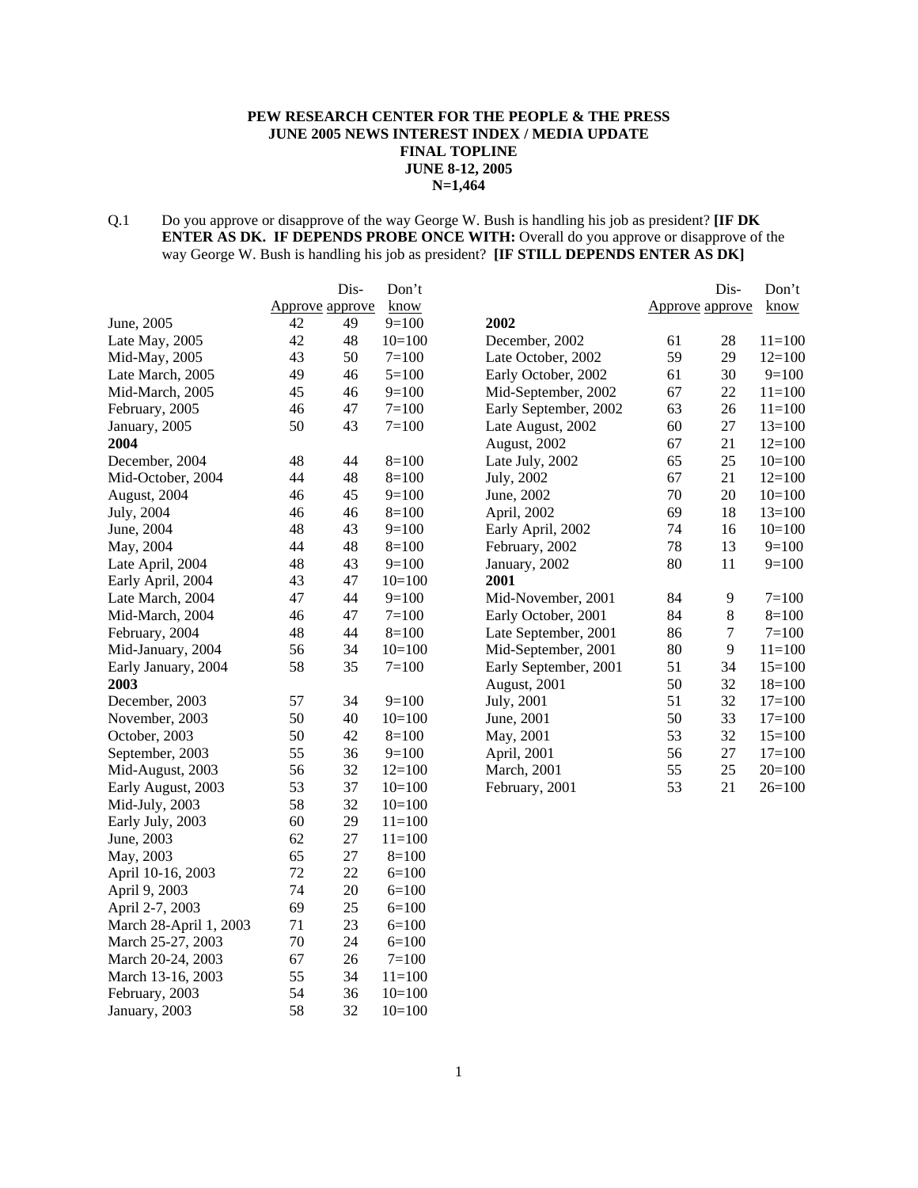**PEW RESEARCH CENTER FOR THE PEOPLE & THE PRESS**
**JUNE 2005 NEWS INTEREST INDEX / MEDIA UPDATE**
**FINAL TOPLINE**
**JUNE 8-12, 2005**
**N=1,464**

Q.1 Do you approve or disapprove of the way George W. Bush is handling his job as president? **[IF DK ENTER AS DK. IF DEPENDS PROBE ONCE WITH:** Overall do you approve or disapprove of the way George W. Bush is handling his job as president? **[IF STILL DEPENDS ENTER AS DK]**

| | Approve | Dis-approve | Don't know |
|---|---|---|---|
| June, 2005 | 42 | 49 | 9=100 |
| Late May, 2005 | 42 | 48 | 10=100 |
| Mid-May, 2005 | 43 | 50 | 7=100 |
| Late March, 2005 | 49 | 46 | 5=100 |
| Mid-March, 2005 | 45 | 46 | 9=100 |
| February, 2005 | 46 | 47 | 7=100 |
| January, 2005 | 50 | 43 | 7=100 |
| **2004** | | | |
| December, 2004 | 48 | 44 | 8=100 |
| Mid-October, 2004 | 44 | 48 | 8=100 |
| August, 2004 | 46 | 45 | 9=100 |
| July, 2004 | 46 | 46 | 8=100 |
| June, 2004 | 48 | 43 | 9=100 |
| May, 2004 | 44 | 48 | 8=100 |
| Late April, 2004 | 48 | 43 | 9=100 |
| Early April, 2004 | 43 | 47 | 10=100 |
| Late March, 2004 | 47 | 44 | 9=100 |
| Mid-March, 2004 | 46 | 47 | 7=100 |
| February, 2004 | 48 | 44 | 8=100 |
| Mid-January, 2004 | 56 | 34 | 10=100 |
| Early January, 2004 | 58 | 35 | 7=100 |
| **2003** | | | |
| December, 2003 | 57 | 34 | 9=100 |
| November, 2003 | 50 | 40 | 10=100 |
| October, 2003 | 50 | 42 | 8=100 |
| September, 2003 | 55 | 36 | 9=100 |
| Mid-August, 2003 | 56 | 32 | 12=100 |
| Early August, 2003 | 53 | 37 | 10=100 |
| Mid-July, 2003 | 58 | 32 | 10=100 |
| Early July, 2003 | 60 | 29 | 11=100 |
| June, 2003 | 62 | 27 | 11=100 |
| May, 2003 | 65 | 27 | 8=100 |
| April 10-16, 2003 | 72 | 22 | 6=100 |
| April 9, 2003 | 74 | 20 | 6=100 |
| April 2-7, 2003 | 69 | 25 | 6=100 |
| March 28-April 1, 2003 | 71 | 23 | 6=100 |
| March 25-27, 2003 | 70 | 24 | 6=100 |
| March 20-24, 2003 | 67 | 26 | 7=100 |
| March 13-16, 2003 | 55 | 34 | 11=100 |
| February, 2003 | 54 | 36 | 10=100 |
| January, 2003 | 58 | 32 | 10=100 |
| **2002** | | | |
| December, 2002 | 61 | 28 | 11=100 |
| Late October, 2002 | 59 | 29 | 12=100 |
| Early October, 2002 | 61 | 30 | 9=100 |
| Mid-September, 2002 | 67 | 22 | 11=100 |
| Early September, 2002 | 63 | 26 | 11=100 |
| Late August, 2002 | 60 | 27 | 13=100 |
| August, 2002 | 67 | 21 | 12=100 |
| Late July, 2002 | 65 | 25 | 10=100 |
| July, 2002 | 67 | 21 | 12=100 |
| June, 2002 | 70 | 20 | 10=100 |
| April, 2002 | 69 | 18 | 13=100 |
| Early April, 2002 | 74 | 16 | 10=100 |
| February, 2002 | 78 | 13 | 9=100 |
| January, 2002 | 80 | 11 | 9=100 |
| **2001** | | | |
| Mid-November, 2001 | 84 | 9 | 7=100 |
| Early October, 2001 | 84 | 8 | 8=100 |
| Late September, 2001 | 86 | 7 | 7=100 |
| Mid-September, 2001 | 80 | 9 | 11=100 |
| Early September, 2001 | 51 | 34 | 15=100 |
| August, 2001 | 50 | 32 | 18=100 |
| July, 2001 | 51 | 32 | 17=100 |
| June, 2001 | 50 | 33 | 17=100 |
| May, 2001 | 53 | 32 | 15=100 |
| April, 2001 | 56 | 27 | 17=100 |
| March, 2001 | 55 | 25 | 20=100 |
| February, 2001 | 53 | 21 | 26=100 |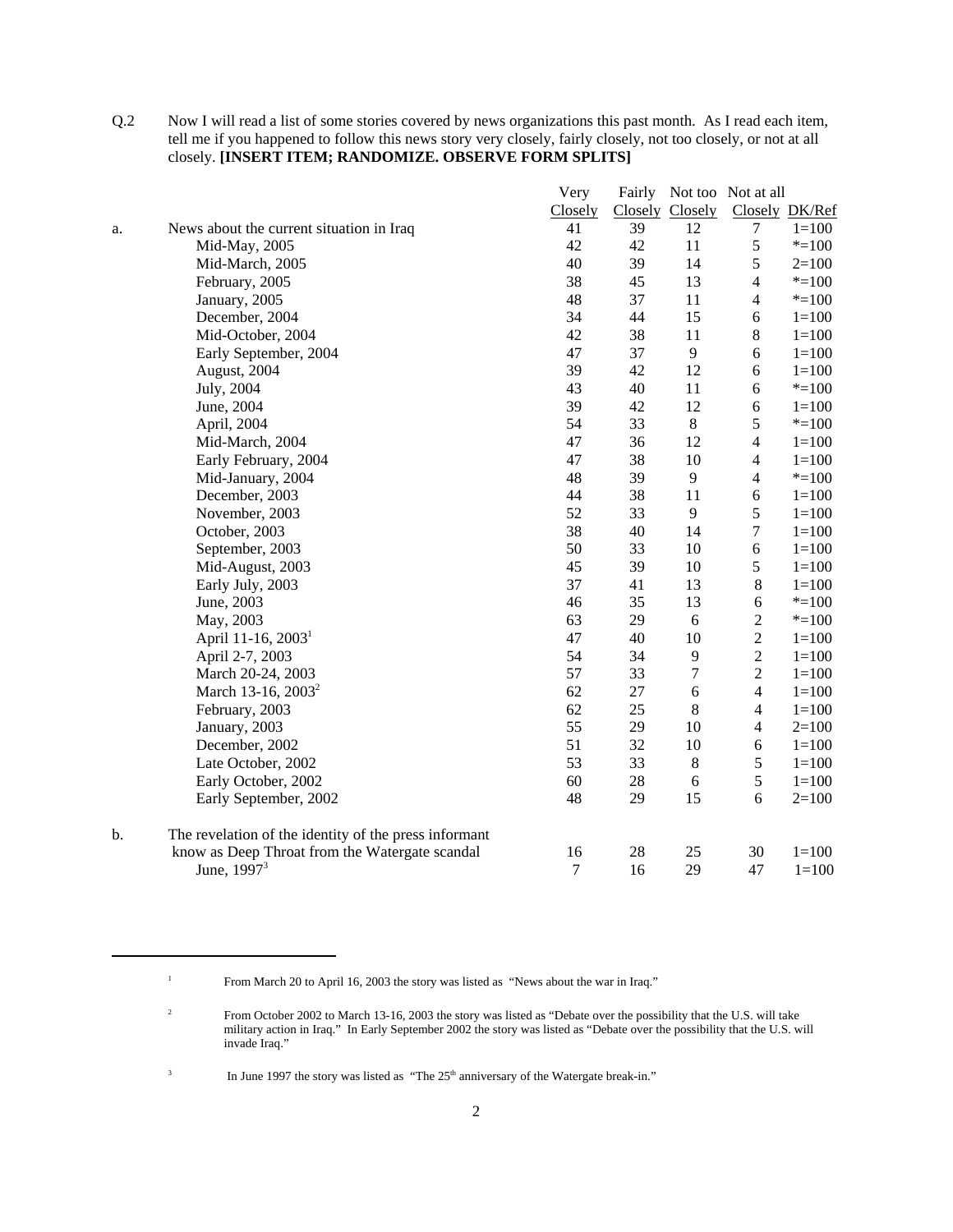Q.2 Now I will read a list of some stories covered by news organizations this past month. As I read each item, tell me if you happened to follow this news story very closely, fairly closely, not too closely, or not at all closely. **[INSERT ITEM; RANDOMIZE. OBSERVE FORM SPLITS]**

| | | Very Closely | Fairly Closely | Not too Closely | Not at all Closely | DK/Ref |
|---|---|---|---|---|---|---|
| a. | News about the current situation in Iraq | 41 | 39 | 12 | 7 | 1=100 |
| | Mid-May, 2005 | 42 | 42 | 11 | 5 | *=100 |
| | Mid-March, 2005 | 40 | 39 | 14 | 5 | 2=100 |
| | February, 2005 | 38 | 45 | 13 | 4 | *=100 |
| | January, 2005 | 48 | 37 | 11 | 4 | *=100 |
| | December, 2004 | 34 | 44 | 15 | 6 | 1=100 |
| | Mid-October, 2004 | 42 | 38 | 11 | 8 | 1=100 |
| | Early September, 2004 | 47 | 37 | 9 | 6 | 1=100 |
| | August, 2004 | 39 | 42 | 12 | 6 | 1=100 |
| | July, 2004 | 43 | 40 | 11 | 6 | *=100 |
| | June, 2004 | 39 | 42 | 12 | 6 | 1=100 |
| | April, 2004 | 54 | 33 | 8 | 5 | *=100 |
| | Mid-March, 2004 | 47 | 36 | 12 | 4 | 1=100 |
| | Early February, 2004 | 47 | 38 | 10 | 4 | 1=100 |
| | Mid-January, 2004 | 48 | 39 | 9 | 4 | *=100 |
| | December, 2003 | 44 | 38 | 11 | 6 | 1=100 |
| | November, 2003 | 52 | 33 | 9 | 5 | 1=100 |
| | October, 2003 | 38 | 40 | 14 | 7 | 1=100 |
| | September, 2003 | 50 | 33 | 10 | 6 | 1=100 |
| | Mid-August, 2003 | 45 | 39 | 10 | 5 | 1=100 |
| | Early July, 2003 | 37 | 41 | 13 | 8 | 1=100 |
| | June, 2003 | 46 | 35 | 13 | 6 | *=100 |
| | May, 2003 | 63 | 29 | 6 | 2 | *=100 |
| | April 11-16, 2003[1] | 47 | 40 | 10 | 2 | 1=100 |
| | April 2-7, 2003 | 54 | 34 | 9 | 2 | 1=100 |
| | March 20-24, 2003 | 57 | 33 | 7 | 2 | 1=100 |
| | March 13-16, 2003[2] | 62 | 27 | 6 | 4 | 1=100 |
| | February, 2003 | 62 | 25 | 8 | 4 | 1=100 |
| | January, 2003 | 55 | 29 | 10 | 4 | 2=100 |
| | December, 2002 | 51 | 32 | 10 | 6 | 1=100 |
| | Late October, 2002 | 53 | 33 | 8 | 5 | 1=100 |
| | Early October, 2002 | 60 | 28 | 6 | 5 | 1=100 |
| | Early September, 2002 | 48 | 29 | 15 | 6 | 2=100 |
| b. | The revelation of the identity of the press informant know as Deep Throat from the Watergate scandal | 16 | 28 | 25 | 30 | 1=100 |
| | June, 1997[3] | 7 | 16 | 29 | 47 | 1=100 |

---

[1] From March 20 to April 16, 2003 the story was listed as "News about the war in Iraq."

[2] From October 2002 to March 13-16, 2003 the story was listed as "Debate over the possibility that the U.S. will take military action in Iraq." In Early September 2002 the story was listed as "Debate over the possibility that the U.S. will invade Iraq."

[3] In June 1997 the story was listed as "The 25th anniversary of the Watergate break-in."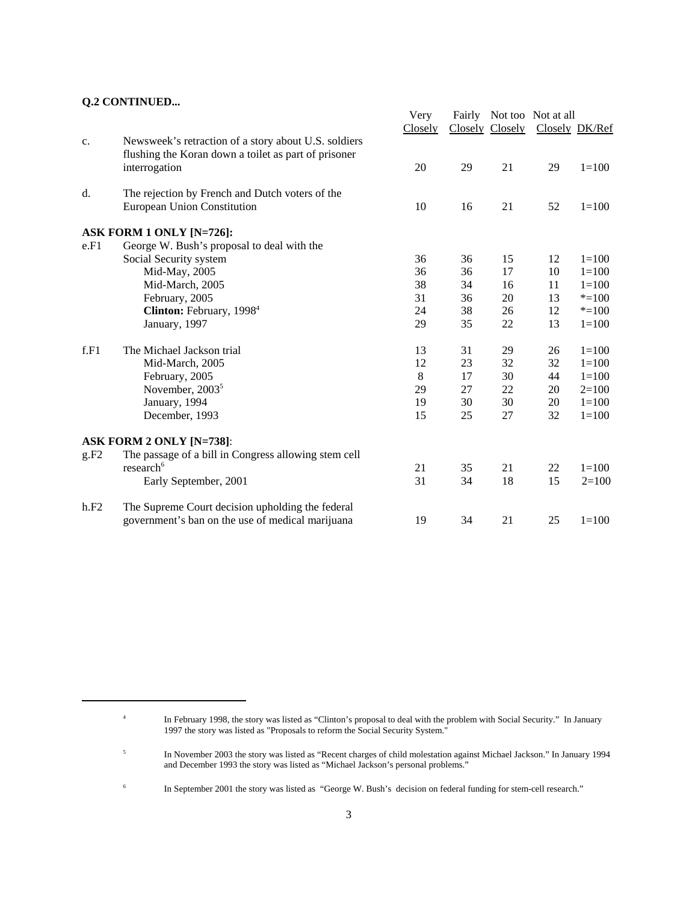**Q.2 CONTINUED...**

| | | Very Closely | Fairly Closely | Not too Closely | Not at all Closely | DK/Ref |
|---|---|---|---|---|---|---|
| c. | Newsweek's retraction of a story about U.S. soldiers flushing the Koran down a toilet as part of prisoner interrogation | 20 | 29 | 21 | 29 | 1=100 |
| d. | The rejection by French and Dutch voters of the European Union Constitution | 10 | 16 | 21 | 52 | 1=100 |
| | **ASK FORM 1 ONLY [N=726]:** | | | | | |
| e.F1 | George W. Bush's proposal to deal with the Social Security system | 36 | 36 | 15 | 12 | 1=100 |
| | Mid-May, 2005 | 36 | 36 | 17 | 10 | 1=100 |
| | Mid-March, 2005 | 38 | 34 | 16 | 11 | 1=100 |
| | February, 2005 | 31 | 36 | 20 | 13 | *=100 |
| | **Clinton:** February, 1998[4] | 24 | 38 | 26 | 12 | *=100 |
| | January, 1997 | 29 | 35 | 22 | 13 | 1=100 |
| f.F1 | The Michael Jackson trial | 13 | 31 | 29 | 26 | 1=100 |
| | Mid-March, 2005 | 12 | 23 | 32 | 32 | 1=100 |
| | February, 2005 | 8 | 17 | 30 | 44 | 1=100 |
| | November, 2003[5] | 29 | 27 | 22 | 20 | 2=100 |
| | January, 1994 | 19 | 30 | 30 | 20 | 1=100 |
| | December, 1993 | 15 | 25 | 27 | 32 | 1=100 |
| | **ASK FORM 2 ONLY [N=738]:** | | | | | |
| g.F2 | The passage of a bill in Congress allowing stem cell research[6] | 21 | 35 | 21 | 22 | 1=100 |
| | Early September, 2001 | 31 | 34 | 18 | 15 | 2=100 |
| h.F2 | The Supreme Court decision upholding the federal government's ban on the use of medical marijuana | 19 | 34 | 21 | 25 | 1=100 |

---

[4] In February 1998, the story was listed as "Clinton's proposal to deal with the problem with Social Security." In January 1997 the story was listed as "Proposals to reform the Social Security System."

[5] In November 2003 the story was listed as "Recent charges of child molestation against Michael Jackson." In January 1994 and December 1993 the story was listed as "Michael Jackson's personal problems."

[6] In September 2001 the story was listed as "George W. Bush's decision on federal funding for stem-cell research."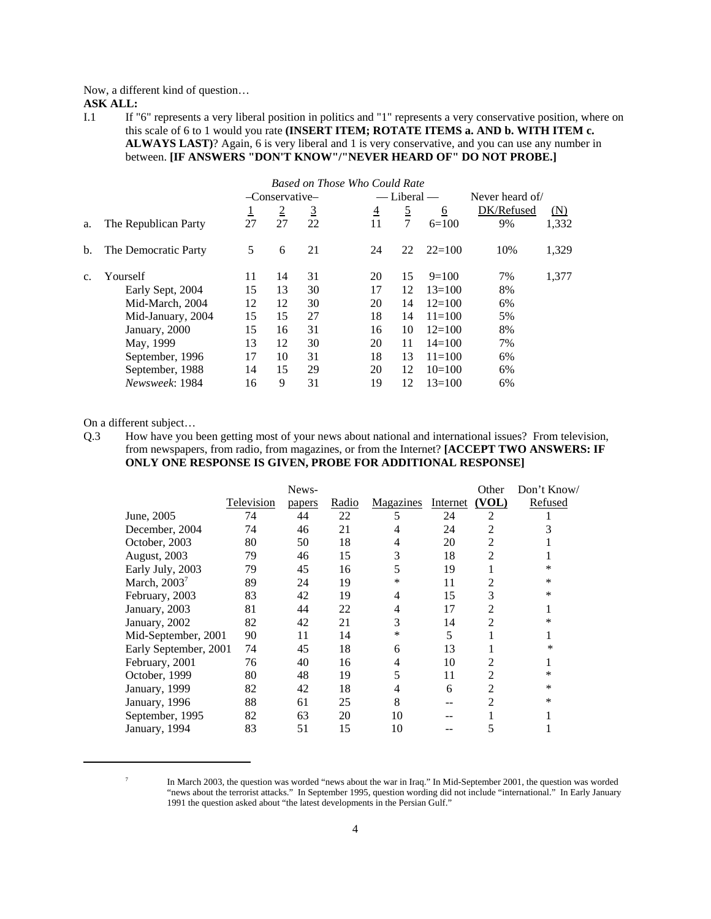Now, a different kind of question…

**ASK ALL:**

I.1 If "6" represents a very liberal position in politics and "1" represents a very conservative position, where on this scale of 6 to 1 would you rate **(INSERT ITEM; ROTATE ITEMS a. AND b. WITH ITEM c. ALWAYS LAST)**? Again, 6 is very liberal and 1 is very conservative, and you can use any number in between. **[IF ANSWERS "DON'T KNOW"/"NEVER HEARD OF" DO NOT PROBE.]**

| | | *Based on Those Who Could Rate* | | | | | | | |
|---|---|---|---|---|---|---|---|---|---|
| | | –Conservative– | | | — Liberal — | | | Never heard of/ | |
| | | 1 | 2 | 3 | 4 | 5 | 6 | DK/Refused | (N) |
| a. | The Republican Party | 27 | 27 | 22 | 11 | 7 | 6=100 | 9% | 1,332 |
| b. | The Democratic Party | 5 | 6 | 21 | 24 | 22 | 22=100 | 10% | 1,329 |
| c. | Yourself | 11 | 14 | 31 | 20 | 15 | 9=100 | 7% | 1,377 |
| | Early Sept, 2004 | 15 | 13 | 30 | 17 | 12 | 13=100 | 8% | |
| | Mid-March, 2004 | 12 | 12 | 30 | 20 | 14 | 12=100 | 6% | |
| | Mid-January, 2004 | 15 | 15 | 27 | 18 | 14 | 11=100 | 5% | |
| | January, 2000 | 15 | 16 | 31 | 16 | 10 | 12=100 | 8% | |
| | May, 1999 | 13 | 12 | 30 | 20 | 11 | 14=100 | 7% | |
| | September, 1996 | 17 | 10 | 31 | 18 | 13 | 11=100 | 6% | |
| | September, 1988 | 14 | 15 | 29 | 20 | 12 | 10=100 | 6% | |
| | *Newsweek*: 1984 | 16 | 9 | 31 | 19 | 12 | 13=100 | 6% | |

On a different subject…

Q.3 How have you been getting most of your news about national and international issues? From television, from newspapers, from radio, from magazines, or from the Internet? **[ACCEPT TWO ANSWERS: IF ONLY ONE RESPONSE IS GIVEN, PROBE FOR ADDITIONAL RESPONSE]**

| | Television | News-papers | Radio | Magazines | Internet | Other (VOL) | Don't Know/ Refused |
|---|---|---|---|---|---|---|---|
| June, 2005 | 74 | 44 | 22 | 5 | 24 | 2 | 1 |
| December, 2004 | 74 | 46 | 21 | 4 | 24 | 2 | 3 |
| October, 2003 | 80 | 50 | 18 | 4 | 20 | 2 | 1 |
| August, 2003 | 79 | 46 | 15 | 3 | 18 | 2 | 1 |
| Early July, 2003 | 79 | 45 | 16 | 5 | 19 | 1 | * |
| March, 2003[7] | 89 | 24 | 19 | * | 11 | 2 | * |
| February, 2003 | 83 | 42 | 19 | 4 | 15 | 3 | * |
| January, 2003 | 81 | 44 | 22 | 4 | 17 | 2 | 1 |
| January, 2002 | 82 | 42 | 21 | 3 | 14 | 2 | * |
| Mid-September, 2001 | 90 | 11 | 14 | * | 5 | 1 | 1 |
| Early September, 2001 | 74 | 45 | 18 | 6 | 13 | 1 | * |
| February, 2001 | 76 | 40 | 16 | 4 | 10 | 2 | 1 |
| October, 1999 | 80 | 48 | 19 | 5 | 11 | 2 | * |
| January, 1999 | 82 | 42 | 18 | 4 | 6 | 2 | * |
| January, 1996 | 88 | 61 | 25 | 8 | -- | 2 | * |
| September, 1995 | 82 | 63 | 20 | 10 | -- | 1 | 1 |
| January, 1994 | 83 | 51 | 15 | 10 | -- | 5 | 1 |

[7] In March 2003, the question was worded "news about the war in Iraq." In Mid-September 2001, the question was worded "news about the terrorist attacks." In September 1995, question wording did not include "international." In Early January 1991 the question asked about "the latest developments in the Persian Gulf."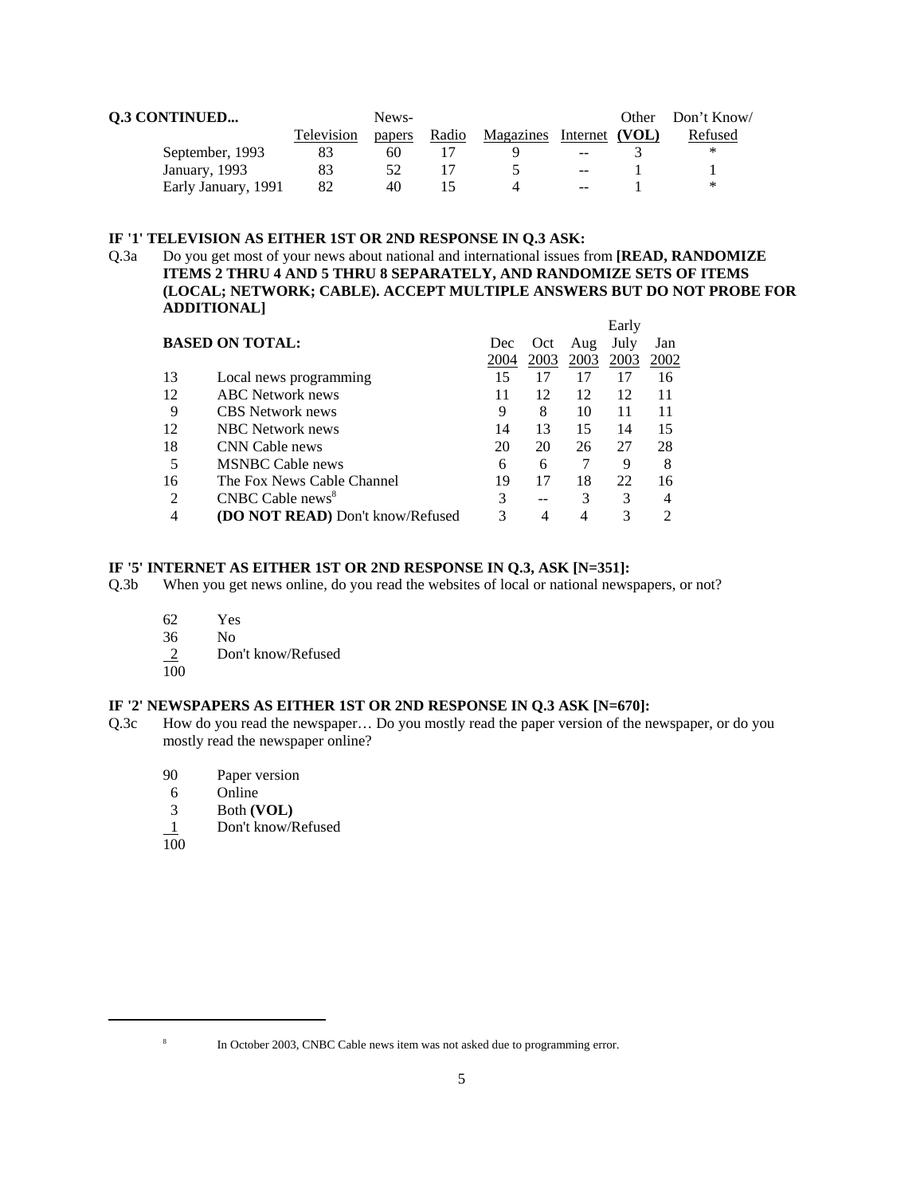**Q.3 CONTINUED...**

| | Television | Newspapers | Radio | Magazines | Internet | Other (VOL) | Don't Know/ Refused |
|---|---|---|---|---|---|---|---|
| September, 1993 | 83 | 60 | 17 | 9 | -- | 3 | * |
| January, 1993 | 83 | 52 | 17 | 5 | -- | 1 | 1 |
| Early January, 1991 | 82 | 40 | 15 | 4 | -- | 1 | * |

**IF '1' TELEVISION AS EITHER 1ST OR 2ND RESPONSE IN Q.3 ASK:**

Q.3a Do you get most of your news about national and international issues from **[READ, RANDOMIZE ITEMS 2 THRU 4 AND 5 THRU 8 SEPARATELY, AND RANDOMIZE SETS OF ITEMS (LOCAL; NETWORK; CABLE). ACCEPT MULTIPLE ANSWERS BUT DO NOT PROBE FOR ADDITIONAL]**

| **BASED ON TOTAL:** | | Dec 2004 | Oct 2003 | Aug 2003 | Early July 2003 | Jan 2002 |
|---|---|---|---|---|---|---|
| 13 | Local news programming | 15 | 17 | 17 | 17 | 16 |
| 12 | ABC Network news | 11 | 12 | 12 | 12 | 11 |
| 9 | CBS Network news | 9 | 8 | 10 | 11 | 11 |
| 12 | NBC Network news | 14 | 13 | 15 | 14 | 15 |
| 18 | CNN Cable news | 20 | 20 | 26 | 27 | 28 |
| 5 | MSNBC Cable news | 6 | 6 | 7 | 9 | 8 |
| 16 | The Fox News Cable Channel | 19 | 17 | 18 | 22 | 16 |
| 2 | CNBC Cable news[8] | 3 | -- | 3 | 3 | 4 |
| 4 | **(DO NOT READ)** Don't know/Refused | 3 | 4 | 4 | 3 | 2 |

**IF '5' INTERNET AS EITHER 1ST OR 2ND RESPONSE IN Q.3, ASK [N=351]:**

Q.3b When you get news online, do you read the websites of local or national newspapers, or not?

62 Yes
36 No
2 Don't know/Refused
100

**IF '2' NEWSPAPERS AS EITHER 1ST OR 2ND RESPONSE IN Q.3 ASK [N=670]:**

Q.3c How do you read the newspaper… Do you mostly read the paper version of the newspaper, or do you mostly read the newspaper online?

90 Paper version
6 Online
3 Both **(VOL)**
1 Don't know/Refused
100

[8] In October 2003, CNBC Cable news item was not asked due to programming error.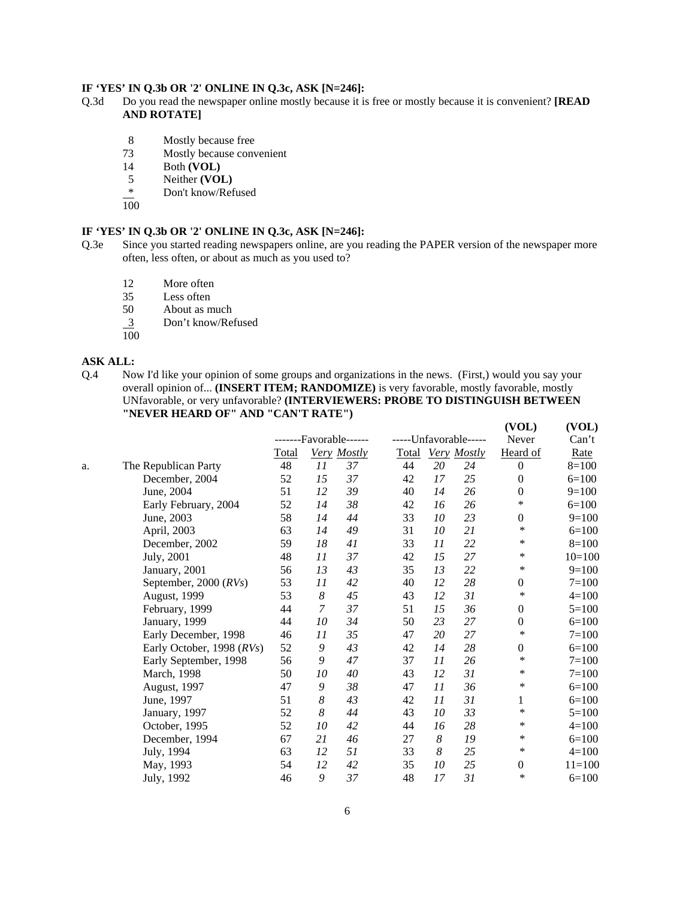**IF 'YES' IN Q.3b OR '2' ONLINE IN Q.3c, ASK [N=246]:**

Q.3d Do you read the newspaper online mostly because it is free or mostly because it is convenient? **[READ AND ROTATE]**

| | |
|---|---|
| 8 | Mostly because free |
| 73 | Mostly because convenient |
| 14 | Both **(VOL)** |
| 5 | Neither **(VOL)** |
| * | Don't know/Refused |
| 100 | |

**IF 'YES' IN Q.3b OR '2' ONLINE IN Q.3c, ASK [N=246]:**

Q.3e Since you started reading newspapers online, are you reading the PAPER version of the newspaper more often, less often, or about as much as you used to?

| | |
|---|---|
| 12 | More often |
| 35 | Less often |
| 50 | About as much |
| 3 | Don't know/Refused |
| 100 | |

**ASK ALL:**

Q.4 Now I'd like your opinion of some groups and organizations in the news. (First,) would you say your overall opinion of... **(INSERT ITEM; RANDOMIZE)** is very favorable, mostly favorable, mostly UNfavorable, or very unfavorable? **(INTERVIEWERS: PROBE TO DISTINGUISH BETWEEN "NEVER HEARD OF" AND "CAN'T RATE")**

| | | -------Favorable------ | | | -----Unfavorable----- | | | **(VOL)** Never | **(VOL)** Can't |
|---|---|---|---|---|---|---|---|---|---|
| | | Total | *Very* | *Mostly* | Total | *Very* | *Mostly* | Heard of | Rate |
| a. | The Republican Party | 48 | *11* | *37* | 44 | *20* | *24* | 0 | 8=100 |
| | December, 2004 | 52 | *15* | *37* | 42 | *17* | *25* | 0 | 6=100 |
| | June, 2004 | 51 | *12* | *39* | 40 | *14* | *26* | 0 | 9=100 |
| | Early February, 2004 | 52 | *14* | *38* | 42 | *16* | *26* | * | 6=100 |
| | June, 2003 | 58 | *14* | *44* | 33 | *10* | *23* | 0 | 9=100 |
| | April, 2003 | 63 | *14* | *49* | 31 | *10* | *21* | * | 6=100 |
| | December, 2002 | 59 | *18* | *41* | 33 | *11* | *22* | * | 8=100 |
| | July, 2001 | 48 | *11* | *37* | 42 | *15* | *27* | * | 10=100 |
| | January, 2001 | 56 | *13* | *43* | 35 | *13* | *22* | * | 9=100 |
| | September, 2000 (*RVs*) | 53 | *11* | *42* | 40 | *12* | *28* | 0 | 7=100 |
| | August, 1999 | 53 | *8* | *45* | 43 | *12* | *31* | * | 4=100 |
| | February, 1999 | 44 | *7* | *37* | 51 | *15* | *36* | 0 | 5=100 |
| | January, 1999 | 44 | *10* | *34* | 50 | *23* | *27* | 0 | 6=100 |
| | Early December, 1998 | 46 | *11* | *35* | 47 | *20* | *27* | * | 7=100 |
| | Early October, 1998 (*RVs*) | 52 | *9* | *43* | 42 | *14* | *28* | 0 | 6=100 |
| | Early September, 1998 | 56 | *9* | *47* | 37 | *11* | *26* | * | 7=100 |
| | March, 1998 | 50 | *10* | *40* | 43 | *12* | *31* | * | 7=100 |
| | August, 1997 | 47 | *9* | *38* | 47 | *11* | *36* | * | 6=100 |
| | June, 1997 | 51 | *8* | *43* | 42 | *11* | *31* | 1 | 6=100 |
| | January, 1997 | 52 | *8* | *44* | 43 | *10* | *33* | * | 5=100 |
| | October, 1995 | 52 | *10* | *42* | 44 | *16* | *28* | * | 4=100 |
| | December, 1994 | 67 | *21* | *46* | 27 | *8* | *19* | * | 6=100 |
| | July, 1994 | 63 | *12* | *51* | 33 | *8* | *25* | * | 4=100 |
| | May, 1993 | 54 | *12* | *42* | 35 | *10* | *25* | 0 | 11=100 |
| | July, 1992 | 46 | *9* | *37* | 48 | *17* | *31* | * | 6=100 |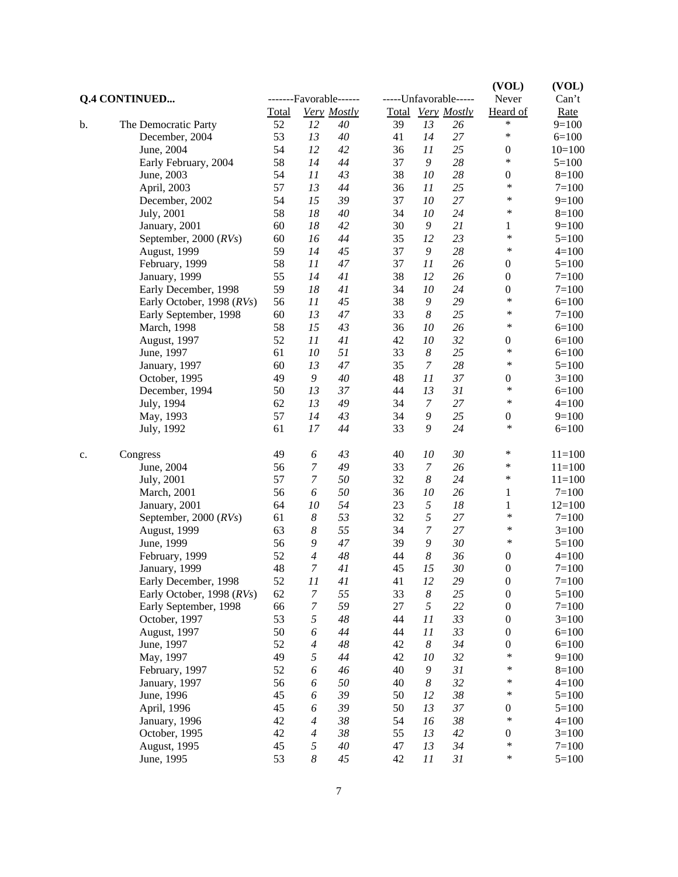**Q.4 CONTINUED...**

| | | -------Favorable------ | | | -----Unfavorable----- | | | (VOL) Never | (VOL) Can't |
|---|---|---|---|---|---|---|---|---|---|
| | | Total | *Very* | *Mostly* | Total | *Very* | *Mostly* | Heard of | Rate |
| b. | The Democratic Party | 52 | *12* | *40* | 39 | *13* | *26* | * | 9=100 |
| | December, 2004 | 53 | *13* | *40* | 41 | *14* | *27* | * | 6=100 |
| | June, 2004 | 54 | *12* | *42* | 36 | *11* | *25* | 0 | 10=100 |
| | Early February, 2004 | 58 | *14* | *44* | 37 | *9* | *28* | * | 5=100 |
| | June, 2003 | 54 | *11* | *43* | 38 | *10* | *28* | 0 | 8=100 |
| | April, 2003 | 57 | *13* | *44* | 36 | *11* | *25* | * | 7=100 |
| | December, 2002 | 54 | *15* | *39* | 37 | *10* | *27* | * | 9=100 |
| | July, 2001 | 58 | *18* | *40* | 34 | *10* | *24* | * | 8=100 |
| | January, 2001 | 60 | *18* | *42* | 30 | *9* | *21* | 1 | 9=100 |
| | September, 2000 (*RVs*) | 60 | *16* | *44* | 35 | *12* | *23* | * | 5=100 |
| | August, 1999 | 59 | *14* | *45* | 37 | *9* | *28* | * | 4=100 |
| | February, 1999 | 58 | *11* | *47* | 37 | *11* | *26* | 0 | 5=100 |
| | January, 1999 | 55 | *14* | *41* | 38 | *12* | *26* | 0 | 7=100 |
| | Early December, 1998 | 59 | *18* | *41* | 34 | *10* | *24* | 0 | 7=100 |
| | Early October, 1998 (*RVs*) | 56 | *11* | *45* | 38 | *9* | *29* | * | 6=100 |
| | Early September, 1998 | 60 | *13* | *47* | 33 | *8* | *25* | * | 7=100 |
| | March, 1998 | 58 | *15* | *43* | 36 | *10* | *26* | * | 6=100 |
| | August, 1997 | 52 | *11* | *41* | 42 | *10* | *32* | 0 | 6=100 |
| | June, 1997 | 61 | *10* | *51* | 33 | *8* | *25* | * | 6=100 |
| | January, 1997 | 60 | *13* | *47* | 35 | *7* | *28* | * | 5=100 |
| | October, 1995 | 49 | *9* | *40* | 48 | *11* | *37* | 0 | 3=100 |
| | December, 1994 | 50 | *13* | *37* | 44 | *13* | *31* | * | 6=100 |
| | July, 1994 | 62 | *13* | *49* | 34 | *7* | *27* | * | 4=100 |
| | May, 1993 | 57 | *14* | *43* | 34 | *9* | *25* | 0 | 9=100 |
| | July, 1992 | 61 | *17* | *44* | 33 | *9* | *24* | * | 6=100 |
| c. | Congress | 49 | *6* | *43* | 40 | *10* | *30* | * | 11=100 |
| | June, 2004 | 56 | *7* | *49* | 33 | *7* | *26* | * | 11=100 |
| | July, 2001 | 57 | *7* | *50* | 32 | *8* | *24* | * | 11=100 |
| | March, 2001 | 56 | *6* | *50* | 36 | *10* | *26* | 1 | 7=100 |
| | January, 2001 | 64 | *10* | *54* | 23 | *5* | *18* | 1 | 12=100 |
| | September, 2000 (*RVs*) | 61 | *8* | *53* | 32 | *5* | *27* | * | 7=100 |
| | August, 1999 | 63 | *8* | *55* | 34 | *7* | *27* | * | 3=100 |
| | June, 1999 | 56 | *9* | *47* | 39 | *9* | *30* | * | 5=100 |
| | February, 1999 | 52 | *4* | *48* | 44 | *8* | *36* | 0 | 4=100 |
| | January, 1999 | 48 | *7* | *41* | 45 | *15* | *30* | 0 | 7=100 |
| | Early December, 1998 | 52 | *11* | *41* | 41 | *12* | *29* | 0 | 7=100 |
| | Early October, 1998 (*RVs*) | 62 | *7* | *55* | 33 | *8* | *25* | 0 | 5=100 |
| | Early September, 1998 | 66 | *7* | *59* | 27 | *5* | *22* | 0 | 7=100 |
| | October, 1997 | 53 | *5* | *48* | 44 | *11* | *33* | 0 | 3=100 |
| | August, 1997 | 50 | *6* | *44* | 44 | *11* | *33* | 0 | 6=100 |
| | June, 1997 | 52 | *4* | *48* | 42 | *8* | *34* | 0 | 6=100 |
| | May, 1997 | 49 | *5* | *44* | 42 | *10* | *32* | * | 9=100 |
| | February, 1997 | 52 | *6* | *46* | 40 | *9* | *31* | * | 8=100 |
| | January, 1997 | 56 | *6* | *50* | 40 | *8* | *32* | * | 4=100 |
| | June, 1996 | 45 | *6* | *39* | 50 | *12* | *38* | * | 5=100 |
| | April, 1996 | 45 | *6* | *39* | 50 | *13* | *37* | 0 | 5=100 |
| | January, 1996 | 42 | *4* | *38* | 54 | *16* | *38* | * | 4=100 |
| | October, 1995 | 42 | *4* | *38* | 55 | *13* | *42* | 0 | 3=100 |
| | August, 1995 | 45 | *5* | *40* | 47 | *13* | *34* | * | 7=100 |
| | June, 1995 | 53 | *8* | *45* | 42 | *11* | *31* | * | 5=100 |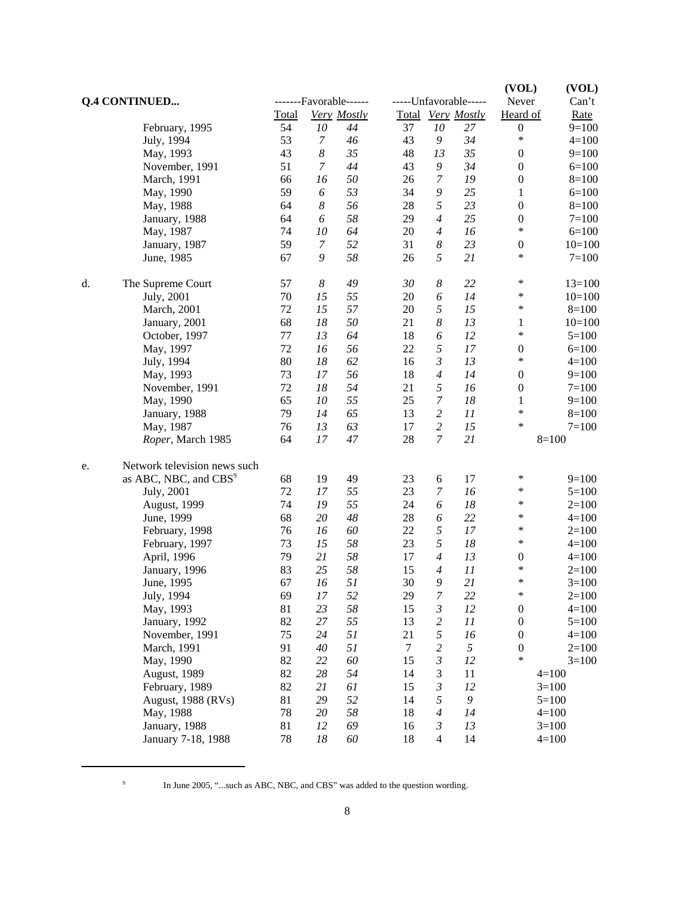| Q.4 CONTINUED... | | -------Favorable------ | | | -----Unfavorable----- | | | (VOL) Never | (VOL) Can't |
|---|---|---|---|---|---|---|---|---|---|
| | | Total | *Very* | *Mostly* | Total | *Very* | *Mostly* | Heard of | Rate |
| | February, 1995 | 54 | *10* | *44* | 37 | *10* | *27* | 0 | 9=100 |
| | July, 1994 | 53 | *7* | *46* | 43 | *9* | *34* | * | 4=100 |
| | May, 1993 | 43 | *8* | *35* | 48 | *13* | *35* | 0 | 9=100 |
| | November, 1991 | 51 | *7* | *44* | 43 | *9* | *34* | 0 | 6=100 |
| | March, 1991 | 66 | *16* | *50* | 26 | *7* | *19* | 0 | 8=100 |
| | May, 1990 | 59 | *6* | *53* | 34 | *9* | *25* | 1 | 6=100 |
| | May, 1988 | 64 | *8* | *56* | 28 | *5* | *23* | 0 | 8=100 |
| | January, 1988 | 64 | *6* | *58* | 29 | *4* | *25* | 0 | 7=100 |
| | May, 1987 | 74 | *10* | *64* | 20 | *4* | *16* | * | 6=100 |
| | January, 1987 | 59 | *7* | *52* | 31 | *8* | *23* | 0 | 10=100 |
| | June, 1985 | 67 | *9* | *58* | 26 | *5* | *21* | * | 7=100 |
| d. | The Supreme Court | 57 | *8* | *49* | *30* | *8* | *22* | * | 13=100 |
| | July, 2001 | 70 | *15* | *55* | 20 | *6* | *14* | * | 10=100 |
| | March, 2001 | 72 | *15* | *57* | 20 | *5* | *15* | * | 8=100 |
| | January, 2001 | 68 | *18* | *50* | 21 | *8* | *13* | 1 | 10=100 |
| | October, 1997 | 77 | *13* | *64* | 18 | *6* | *12* | * | 5=100 |
| | May, 1997 | 72 | *16* | *56* | 22 | *5* | *17* | 0 | 6=100 |
| | July, 1994 | 80 | *18* | *62* | 16 | *3* | *13* | * | 4=100 |
| | May, 1993 | 73 | *17* | *56* | 18 | *4* | *14* | 0 | 9=100 |
| | November, 1991 | 72 | *18* | *54* | 21 | *5* | *16* | 0 | 7=100 |
| | May, 1990 | 65 | *10* | *55* | 25 | *7* | *18* | 1 | 9=100 |
| | January, 1988 | 79 | *14* | *65* | 13 | *2* | *11* | * | 8=100 |
| | May, 1987 | 76 | *13* | *63* | 17 | *2* | *15* | * | 7=100 |
| | *Roper*, March 1985 | 64 | *17* | *47* | 28 | *7* | *21* | 8=100 | |
| e. | Network television news such as ABC, NBC, and CBS[9] | 68 | 19 | 49 | 23 | 6 | 17 | * | 9=100 |
| | July, 2001 | 72 | *17* | *55* | 23 | *7* | *16* | * | 5=100 |
| | August, 1999 | 74 | *19* | *55* | 24 | *6* | *18* | * | 2=100 |
| | June, 1999 | 68 | *20* | *48* | 28 | *6* | *22* | * | 4=100 |
| | February, 1998 | 76 | *16* | *60* | 22 | *5* | *17* | * | 2=100 |
| | February, 1997 | 73 | *15* | *58* | 23 | *5* | *18* | * | 4=100 |
| | April, 1996 | 79 | *21* | *58* | 17 | *4* | *13* | 0 | 4=100 |
| | January, 1996 | 83 | *25* | *58* | 15 | *4* | *11* | * | 2=100 |
| | June, 1995 | 67 | *16* | *51* | 30 | *9* | *21* | * | 3=100 |
| | July, 1994 | 69 | *17* | *52* | 29 | *7* | *22* | * | 2=100 |
| | May, 1993 | 81 | *23* | *58* | 15 | *3* | *12* | 0 | 4=100 |
| | January, 1992 | 82 | *27* | *55* | 13 | *2* | *11* | 0 | 5=100 |
| | November, 1991 | 75 | *24* | *51* | 21 | *5* | *16* | 0 | 4=100 |
| | March, 1991 | 91 | *40* | *51* | 7 | *2* | *5* | 0 | 2=100 |
| | May, 1990 | 82 | *22* | *60* | 15 | *3* | *12* | * | 3=100 |
| | August, 1989 | 82 | *28* | *54* | 14 | 3 | 11 | 4=100 | |
| | February, 1989 | 82 | *21* | *61* | 15 | *3* | *12* | 3=100 | |
| | August, 1988 (RVs) | 81 | *29* | *52* | 14 | *5* | *9* | 5=100 | |
| | May, 1988 | 78 | *20* | *58* | 18 | *4* | *14* | 4=100 | |
| | January, 1988 | 81 | *12* | *69* | 16 | *3* | *13* | 3=100 | |
| | January 7-18, 1988 | 78 | *18* | *60* | 18 | 4 | 14 | 4=100 | |

[9] In June 2005, "...such as ABC, NBC, and CBS" was added to the question wording.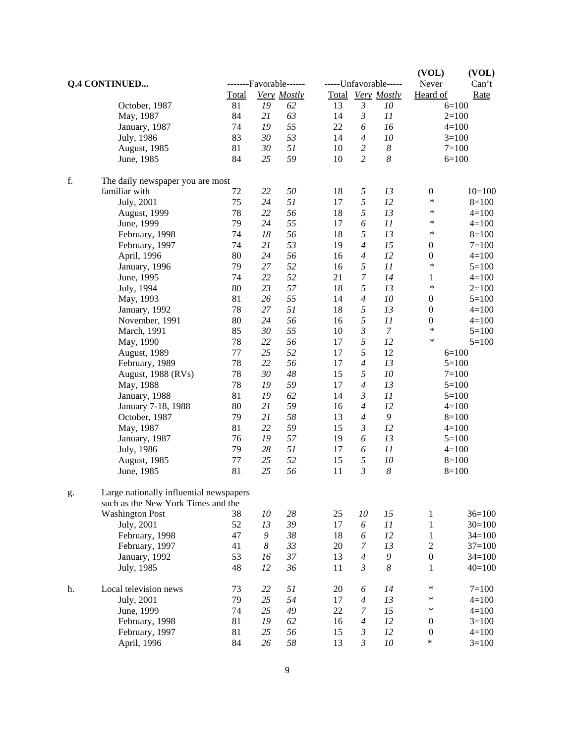| Q.4 CONTINUED... | -------Favorable------ | | | -----Unfavorable----- | | | (VOL) Never | (VOL) Can't |
|---|---|---|---|---|---|---|---|---|
| | Total | *Very* | *Mostly* | Total | *Very* | *Mostly* | Heard of | Rate |
| October, 1987 | 81 | *19* | *62* | 13 | *3* | *10* | 6=100 | |
| May, 1987 | 84 | *21* | *63* | 14 | *3* | *11* | 2=100 | |
| January, 1987 | 74 | *19* | *55* | 22 | *6* | *16* | 4=100 | |
| July, 1986 | 83 | *30* | *53* | 14 | *4* | *10* | 3=100 | |
| August, 1985 | 81 | *30* | *51* | 10 | *2* | *8* | 7=100 | |
| June, 1985 | 84 | *25* | *59* | 10 | *2* | *8* | 6=100 | |
| f. The daily newspaper you are most familiar with | 72 | *22* | *50* | 18 | *5* | *13* | 0 | 10=100 |
| July, 2001 | 75 | *24* | *51* | 17 | *5* | *12* | * | 8=100 |
| August, 1999 | 78 | *22* | *56* | 18 | *5* | *13* | * | 4=100 |
| June, 1999 | 79 | *24* | *55* | 17 | *6* | *11* | * | 4=100 |
| February, 1998 | 74 | *18* | *56* | 18 | *5* | *13* | * | 8=100 |
| February, 1997 | 74 | *21* | *53* | 19 | *4* | *15* | 0 | 7=100 |
| April, 1996 | 80 | *24* | *56* | 16 | *4* | *12* | 0 | 4=100 |
| January, 1996 | 79 | *27* | *52* | 16 | *5* | *11* | * | 5=100 |
| June, 1995 | 74 | *22* | *52* | 21 | *7* | *14* | 1 | 4=100 |
| July, 1994 | 80 | *23* | *57* | 18 | *5* | *13* | * | 2=100 |
| May, 1993 | 81 | *26* | *55* | 14 | *4* | *10* | 0 | 5=100 |
| January, 1992 | 78 | *27* | *51* | 18 | *5* | *13* | 0 | 4=100 |
| November, 1991 | 80 | *24* | *56* | 16 | *5* | *11* | 0 | 4=100 |
| March, 1991 | 85 | *30* | *55* | 10 | *3* | *7* | * | 5=100 |
| May, 1990 | 78 | *22* | *56* | 17 | *5* | *12* | * | 5=100 |
| August, 1989 | 77 | *25* | *52* | 17 | 5 | 12 | 6=100 | |
| February, 1989 | 78 | *22* | *56* | 17 | *4* | *13* | 5=100 | |
| August, 1988 (RVs) | 78 | *30* | *48* | 15 | *5* | *10* | 7=100 | |
| May, 1988 | 78 | *19* | *59* | 17 | *4* | *13* | 5=100 | |
| January, 1988 | 81 | *19* | *62* | 14 | *3* | *11* | 5=100 | |
| January 7-18, 1988 | 80 | *21* | *59* | 16 | *4* | *12* | 4=100 | |
| October, 1987 | 79 | *21* | *58* | 13 | *4* | *9* | 8=100 | |
| May, 1987 | 81 | *22* | *59* | 15 | *3* | *12* | 4=100 | |
| January, 1987 | 76 | *19* | *57* | 19 | *6* | *13* | 5=100 | |
| July, 1986 | 79 | *28* | *51* | 17 | *6* | *11* | 4=100 | |
| August, 1985 | 77 | *25* | *52* | 15 | *5* | *10* | 8=100 | |
| June, 1985 | 81 | *25* | *56* | 11 | *3* | *8* | 8=100 | |
| g. Large nationally influential newspapers such as the New York Times and the Washington Post | 38 | *10* | *28* | 25 | *10* | *15* | 1 | 36=100 |
| July, 2001 | 52 | *13* | *39* | 17 | *6* | *11* | 1 | 30=100 |
| February, 1998 | 47 | *9* | *38* | 18 | *6* | *12* | 1 | 34=100 |
| February, 1997 | 41 | *8* | *33* | 20 | *7* | *13* | 2 | 37=100 |
| January, 1992 | 53 | *16* | *37* | 13 | *4* | *9* | 0 | 34=100 |
| July, 1985 | 48 | *12* | *36* | 11 | *3* | *8* | 1 | 40=100 |
| h. Local television news | 73 | *22* | *51* | 20 | *6* | *14* | * | 7=100 |
| July, 2001 | 79 | *25* | *54* | 17 | *4* | *13* | * | 4=100 |
| June, 1999 | 74 | *25* | *49* | 22 | *7* | *15* | * | 4=100 |
| February, 1998 | 81 | *19* | *62* | 16 | *4* | *12* | 0 | 3=100 |
| February, 1997 | 81 | *25* | *56* | 15 | *3* | *12* | 0 | 4=100 |
| April, 1996 | 84 | *26* | *58* | 13 | *3* | *10* | * | 3=100 |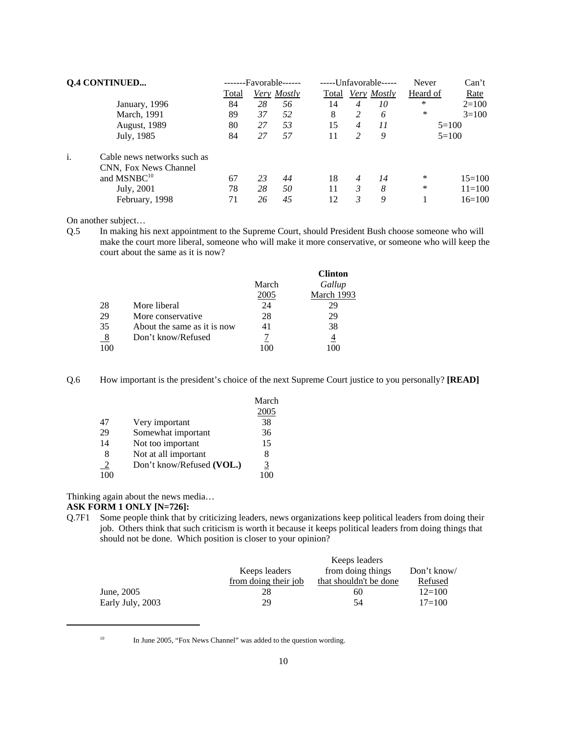| Q.4 CONTINUED... | -------Favorable------ | | | -----Unfavorable----- | | | Never | Can't |
|---|---|---|---|---|---|---|---|---|
| | Total | *Very* | *Mostly* | Total | *Very* | *Mostly* | Heard of | Rate |
| January, 1996 | 84 | *28* | *56* | 14 | *4* | *10* | * | 2=100 |
| March, 1991 | 89 | *37* | *52* | 8 | *2* | *6* | * | 3=100 |
| August, 1989 | 80 | *27* | *53* | 15 | *4* | *11* | 5=100 | |
| July, 1985 | 84 | *27* | *57* | 11 | *2* | *9* | 5=100 | |
| i. Cable news networks such as CNN, Fox News Channel and MSNBC[10] | 67 | *23* | *44* | 18 | *4* | *14* | * | 15=100 |
| July, 2001 | 78 | *28* | *50* | 11 | *3* | *8* | * | 11=100 |
| February, 1998 | 71 | *26* | *45* | 12 | *3* | *9* | 1 | 16=100 |

On another subject…

Q.5 In making his next appointment to the Supreme Court, should President Bush choose someone who will make the court more liberal, someone who will make it more conservative, or someone who will keep the court about the same as it is now?

| | | March 2005 | **Clinton** *Gallup* March 1993 |
|---|---|---|---|
| 28 | More liberal | 24 | 29 |
| 29 | More conservative | 28 | 29 |
| 35 | About the same as it is now | 41 | 38 |
| 8 | Don't know/Refused | 7 | 4 |
| 100 | | 100 | 100 |

Q.6 How important is the president's choice of the next Supreme Court justice to you personally? **[READ]**

| | | March 2005 |
|---|---|---|
| 47 | Very important | 38 |
| 29 | Somewhat important | 36 |
| 14 | Not too important | 15 |
| 8 | Not at all important | 8 |
| 2 | Don't know/Refused **(VOL.)** | 3 |
| 100 | | 100 |

Thinking again about the news media…

**ASK FORM 1 ONLY [N=726]:**

Q.7F1 Some people think that by criticizing leaders, news organizations keep political leaders from doing their job. Others think that such criticism is worth it because it keeps political leaders from doing things that should not be done. Which position is closer to your opinion?

| | Keeps leaders from doing their job | Keeps leaders from doing things that shouldn't be done | Don't know/ Refused |
|---|---|---|---|
| June, 2005 | 28 | 60 | 12=100 |
| Early July, 2003 | 29 | 54 | 17=100 |

[10] In June 2005, "Fox News Channel" was added to the question wording.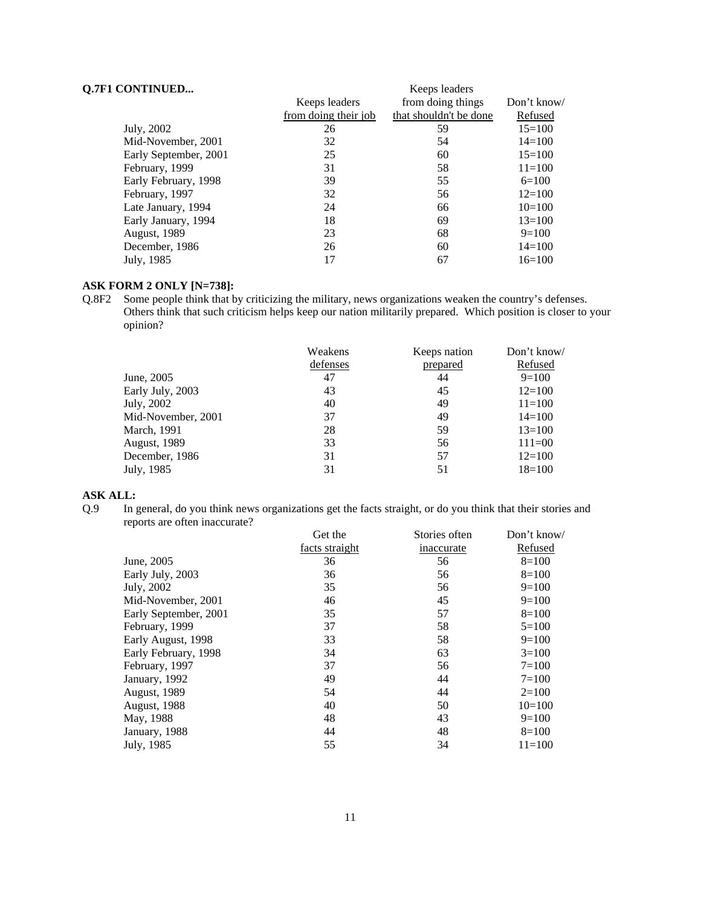**Q.7F1 CONTINUED...**

| | Keeps leaders from doing their job | Keeps leaders from doing things that shouldn't be done | Don't know/ Refused |
|---|---|---|---|
| July, 2002 | 26 | 59 | 15=100 |
| Mid-November, 2001 | 32 | 54 | 14=100 |
| Early September, 2001 | 25 | 60 | 15=100 |
| February, 1999 | 31 | 58 | 11=100 |
| Early February, 1998 | 39 | 55 | 6=100 |
| February, 1997 | 32 | 56 | 12=100 |
| Late January, 1994 | 24 | 66 | 10=100 |
| Early January, 1994 | 18 | 69 | 13=100 |
| August, 1989 | 23 | 68 | 9=100 |
| December, 1986 | 26 | 60 | 14=100 |
| July, 1985 | 17 | 67 | 16=100 |

**ASK FORM 2 ONLY [N=738]:**

Q.8F2 Some people think that by criticizing the military, news organizations weaken the country's defenses. Others think that such criticism helps keep our nation militarily prepared. Which position is closer to your opinion?

| | Weakens defenses | Keeps nation prepared | Don't know/ Refused |
|---|---|---|---|
| June, 2005 | 47 | 44 | 9=100 |
| Early July, 2003 | 43 | 45 | 12=100 |
| July, 2002 | 40 | 49 | 11=100 |
| Mid-November, 2001 | 37 | 49 | 14=100 |
| March, 1991 | 28 | 59 | 13=100 |
| August, 1989 | 33 | 56 | 111=00 |
| December, 1986 | 31 | 57 | 12=100 |
| July, 1985 | 31 | 51 | 18=100 |

**ASK ALL:**

Q.9 In general, do you think news organizations get the facts straight, or do you think that their stories and reports are often inaccurate?

| | Get the facts straight | Stories often inaccurate | Don't know/ Refused |
|---|---|---|---|
| June, 2005 | 36 | 56 | 8=100 |
| Early July, 2003 | 36 | 56 | 8=100 |
| July, 2002 | 35 | 56 | 9=100 |
| Mid-November, 2001 | 46 | 45 | 9=100 |
| Early September, 2001 | 35 | 57 | 8=100 |
| February, 1999 | 37 | 58 | 5=100 |
| Early August, 1998 | 33 | 58 | 9=100 |
| Early February, 1998 | 34 | 63 | 3=100 |
| February, 1997 | 37 | 56 | 7=100 |
| January, 1992 | 49 | 44 | 7=100 |
| August, 1989 | 54 | 44 | 2=100 |
| August, 1988 | 40 | 50 | 10=100 |
| May, 1988 | 48 | 43 | 9=100 |
| January, 1988 | 44 | 48 | 8=100 |
| July, 1985 | 55 | 34 | 11=100 |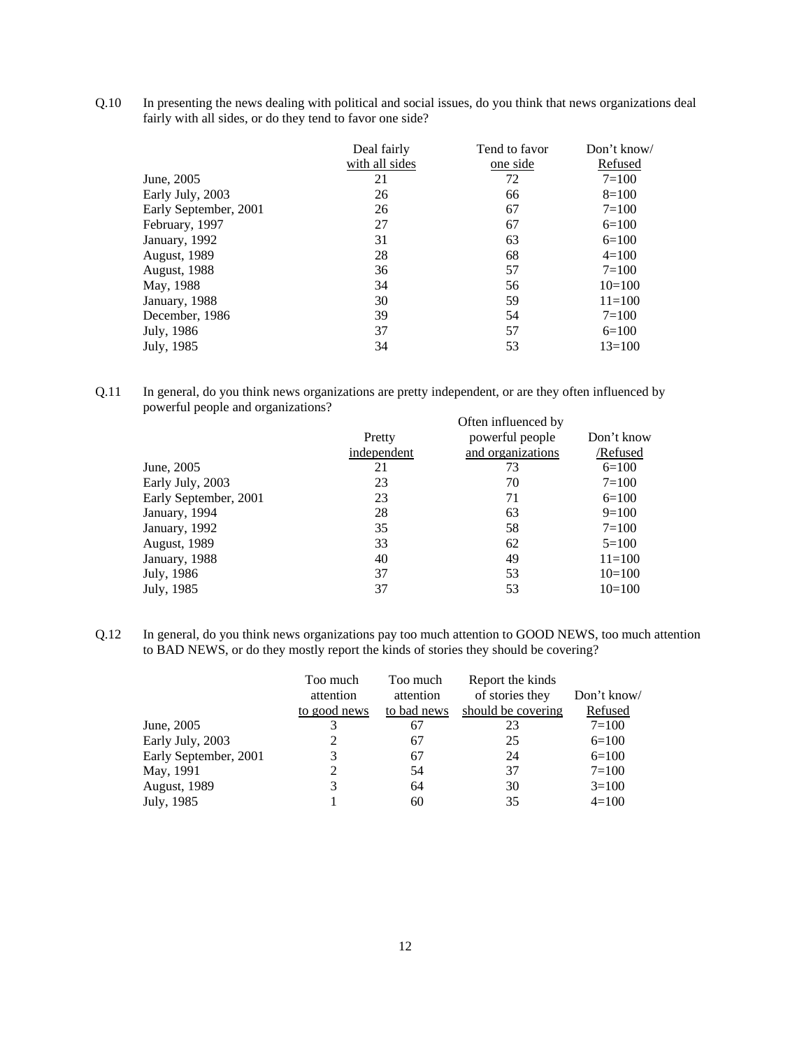Q.10 In presenting the news dealing with political and social issues, do you think that news organizations deal fairly with all sides, or do they tend to favor one side?

| | Deal fairly with all sides | Tend to favor one side | Don't know/ Refused |
|---|---|---|---|
| June, 2005 | 21 | 72 | 7=100 |
| Early July, 2003 | 26 | 66 | 8=100 |
| Early September, 2001 | 26 | 67 | 7=100 |
| February, 1997 | 27 | 67 | 6=100 |
| January, 1992 | 31 | 63 | 6=100 |
| August, 1989 | 28 | 68 | 4=100 |
| August, 1988 | 36 | 57 | 7=100 |
| May, 1988 | 34 | 56 | 10=100 |
| January, 1988 | 30 | 59 | 11=100 |
| December, 1986 | 39 | 54 | 7=100 |
| July, 1986 | 37 | 57 | 6=100 |
| July, 1985 | 34 | 53 | 13=100 |

Q.11 In general, do you think news organizations are pretty independent, or are they often influenced by powerful people and organizations?

| | Pretty independent | Often influenced by powerful people and organizations | Don't know /Refused |
|---|---|---|---|
| June, 2005 | 21 | 73 | 6=100 |
| Early July, 2003 | 23 | 70 | 7=100 |
| Early September, 2001 | 23 | 71 | 6=100 |
| January, 1994 | 28 | 63 | 9=100 |
| January, 1992 | 35 | 58 | 7=100 |
| August, 1989 | 33 | 62 | 5=100 |
| January, 1988 | 40 | 49 | 11=100 |
| July, 1986 | 37 | 53 | 10=100 |
| July, 1985 | 37 | 53 | 10=100 |

Q.12 In general, do you think news organizations pay too much attention to GOOD NEWS, too much attention to BAD NEWS, or do they mostly report the kinds of stories they should be covering?

| | Too much attention to good news | Too much attention to bad news | Report the kinds of stories they should be covering | Don't know/ Refused |
|---|---|---|---|---|
| June, 2005 | 3 | 67 | 23 | 7=100 |
| Early July, 2003 | 2 | 67 | 25 | 6=100 |
| Early September, 2001 | 3 | 67 | 24 | 6=100 |
| May, 1991 | 2 | 54 | 37 | 7=100 |
| August, 1989 | 3 | 64 | 30 | 3=100 |
| July, 1985 | 1 | 60 | 35 | 4=100 |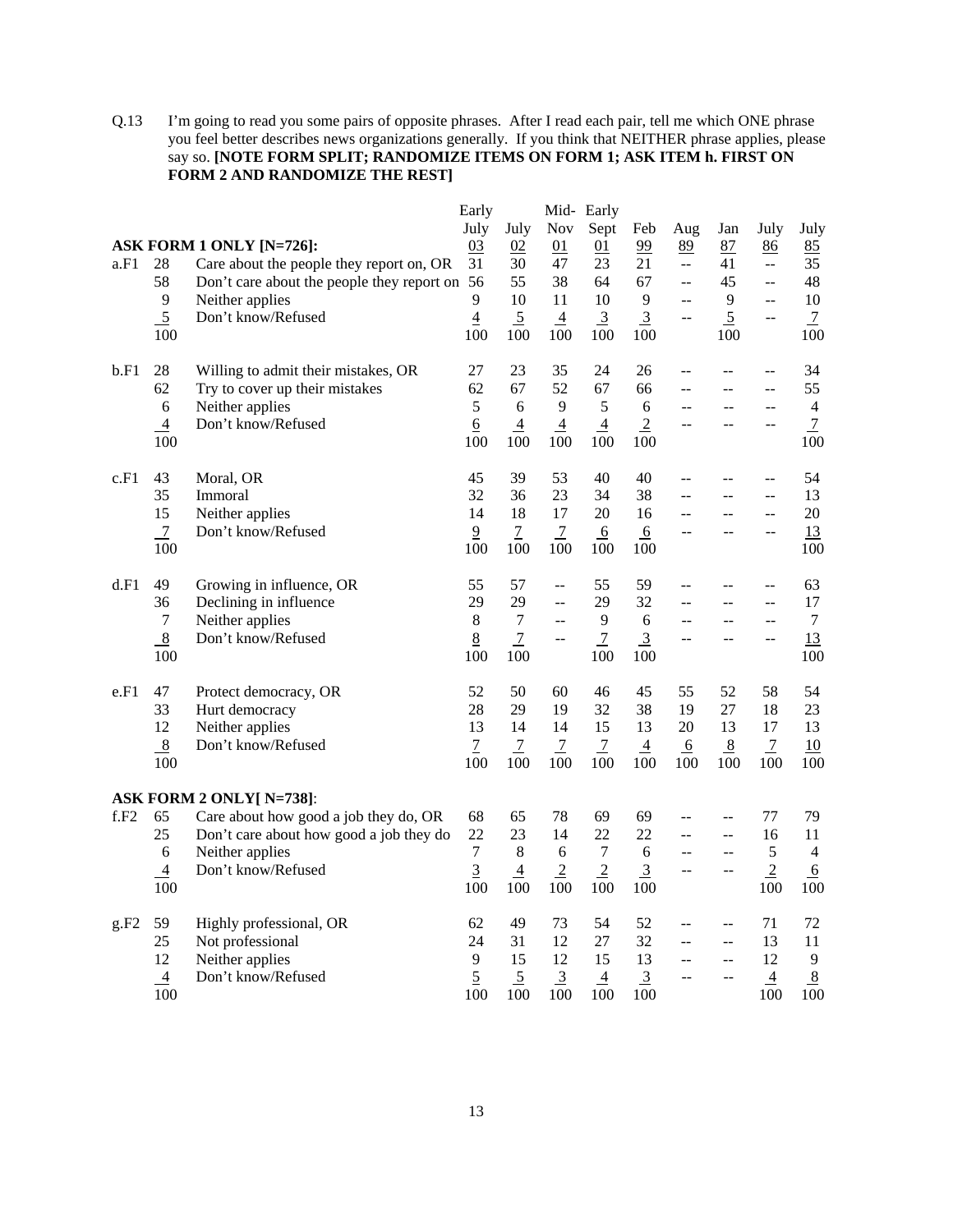Q.13 I'm going to read you some pairs of opposite phrases. After I read each pair, tell me which ONE phrase you feel better describes news organizations generally. If you think that NEITHER phrase applies, please say so. **[NOTE FORM SPLIT; RANDOMIZE ITEMS ON FORM 1; ASK ITEM h. FIRST ON FORM 2 AND RANDOMIZE THE REST]**

| | | | Early July 03 | July 02 | Mid-Nov 01 | Early Sept 01 | Feb 99 | Aug 89 | Jan 87 | July 86 | July 85 |
|---|---|---|---|---|---|---|---|---|---|---|---|
| **ASK FORM 1 ONLY [N=726]:** | | | | | | | | | | | |
| a.F1 | 28 | Care about the people they report on, OR | 31 | 30 | 47 | 23 | 21 | -- | 41 | -- | 35 |
| | 58 | Don't care about the people they report on | 56 | 55 | 38 | 64 | 67 | -- | 45 | -- | 48 |
| | 9 | Neither applies | 9 | 10 | 11 | 10 | 9 | -- | 9 | -- | 10 |
| | 5 | Don't know/Refused | 4 | 5 | 4 | 3 | 3 | -- | 5 | -- | 7 |
| | 100 | | 100 | 100 | 100 | 100 | 100 | | 100 | | 100 |
| b.F1 | 28 | Willing to admit their mistakes, OR | 27 | 23 | 35 | 24 | 26 | -- | -- | -- | 34 |
| | 62 | Try to cover up their mistakes | 62 | 67 | 52 | 67 | 66 | -- | -- | -- | 55 |
| | 6 | Neither applies | 5 | 6 | 9 | 5 | 6 | -- | -- | -- | 4 |
| | 4 | Don't know/Refused | 6 | 4 | 4 | 4 | 2 | -- | -- | -- | 7 |
| | 100 | | 100 | 100 | 100 | 100 | 100 | | | | 100 |
| c.F1 | 43 | Moral, OR | 45 | 39 | 53 | 40 | 40 | -- | -- | -- | 54 |
| | 35 | Immoral | 32 | 36 | 23 | 34 | 38 | -- | -- | -- | 13 |
| | 15 | Neither applies | 14 | 18 | 17 | 20 | 16 | -- | -- | -- | 20 |
| | 7 | Don't know/Refused | 9 | 7 | 7 | 6 | 6 | -- | -- | -- | 13 |
| | 100 | | 100 | 100 | 100 | 100 | 100 | | | | 100 |
| d.F1 | 49 | Growing in influence, OR | 55 | 57 | -- | 55 | 59 | -- | -- | -- | 63 |
| | 36 | Declining in influence | 29 | 29 | -- | 29 | 32 | -- | -- | -- | 17 |
| | 7 | Neither applies | 8 | 7 | -- | 9 | 6 | -- | -- | -- | 7 |
| | 8 | Don't know/Refused | 8 | 7 | -- | 7 | 3 | -- | -- | -- | 13 |
| | 100 | | 100 | 100 | | 100 | 100 | | | | 100 |
| e.F1 | 47 | Protect democracy, OR | 52 | 50 | 60 | 46 | 45 | 55 | 52 | 58 | 54 |
| | 33 | Hurt democracy | 28 | 29 | 19 | 32 | 38 | 19 | 27 | 18 | 23 |
| | 12 | Neither applies | 13 | 14 | 14 | 15 | 13 | 20 | 13 | 17 | 13 |
| | 8 | Don't know/Refused | 7 | 7 | 7 | 7 | 4 | 6 | 8 | 7 | 10 |
| | 100 | | 100 | 100 | 100 | 100 | 100 | 100 | 100 | 100 | 100 |
| **ASK FORM 2 ONLY[ N=738]:** | | | | | | | | | | | |
| f.F2 | 65 | Care about how good a job they do, OR | 68 | 65 | 78 | 69 | 69 | -- | -- | 77 | 79 |
| | 25 | Don't care about how good a job they do | 22 | 23 | 14 | 22 | 22 | -- | -- | 16 | 11 |
| | 6 | Neither applies | 7 | 8 | 6 | 7 | 6 | -- | -- | 5 | 4 |
| | 4 | Don't know/Refused | 3 | 4 | 2 | 2 | 3 | -- | -- | 2 | 6 |
| | 100 | | 100 | 100 | 100 | 100 | 100 | | | 100 | 100 |
| g.F2 | 59 | Highly professional, OR | 62 | 49 | 73 | 54 | 52 | -- | -- | 71 | 72 |
| | 25 | Not professional | 24 | 31 | 12 | 27 | 32 | -- | -- | 13 | 11 |
| | 12 | Neither applies | 9 | 15 | 12 | 15 | 13 | -- | -- | 12 | 9 |
| | 4 | Don't know/Refused | 5 | 5 | 3 | 4 | 3 | -- | -- | 4 | 8 |
| | 100 | | 100 | 100 | 100 | 100 | 100 | | | 100 | 100 |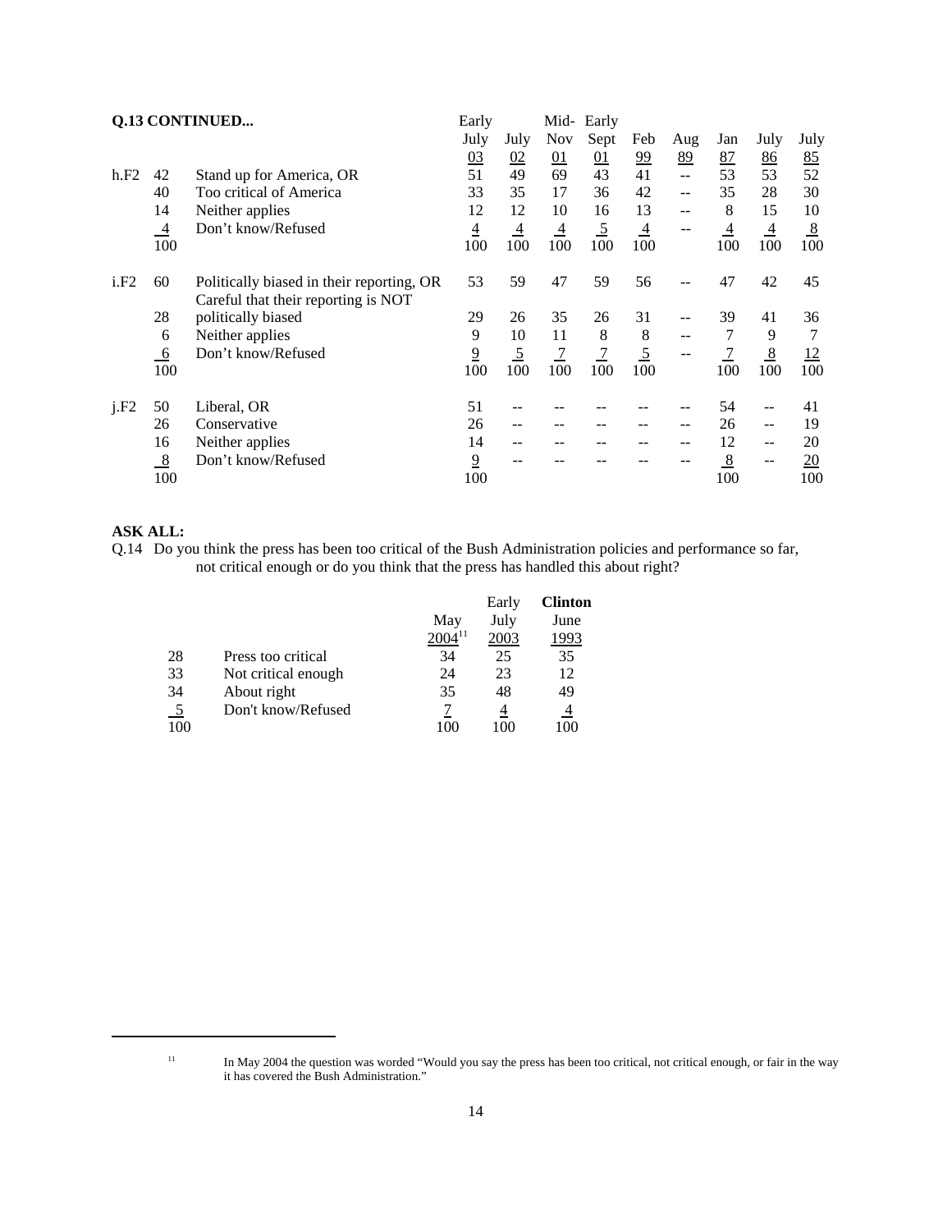**Q.13 CONTINUED...**

| | | | Early July 03 | July 02 | Mid-Nov 01 | Early Sept 01 | Feb 99 | Aug 89 | Jan 87 | July 86 | July 85 |
|---|---|---|---|---|---|---|---|---|---|---|---|
| h.F2 | 42 | Stand up for America, OR | 51 | 49 | 69 | 43 | 41 | -- | 53 | 53 | 52 |
| | 40 | Too critical of America | 33 | 35 | 17 | 36 | 42 | -- | 35 | 28 | 30 |
| | 14 | Neither applies | 12 | 12 | 10 | 16 | 13 | -- | 8 | 15 | 10 |
| | 4 | Don't know/Refused | 4 | 4 | 4 | 5 | 4 | -- | 4 | 4 | 8 |
| | 100 | | 100 | 100 | 100 | 100 | 100 | | 100 | 100 | 100 |
| i.F2 | 60 | Politically biased in their reporting, OR | 53 | 59 | 47 | 59 | 56 | -- | 47 | 42 | 45 |
| | 28 | Careful that their reporting is NOT politically biased | 29 | 26 | 35 | 26 | 31 | -- | 39 | 41 | 36 |
| | 6 | Neither applies | 9 | 10 | 11 | 8 | 8 | -- | 7 | 9 | 7 |
| | 6 | Don't know/Refused | 9 | 5 | 7 | 7 | 5 | -- | 7 | 8 | 12 |
| | 100 | | 100 | 100 | 100 | 100 | 100 | | 100 | 100 | 100 |
| j.F2 | 50 | Liberal, OR | 51 | -- | -- | -- | -- | -- | 54 | -- | 41 |
| | 26 | Conservative | 26 | -- | -- | -- | -- | -- | 26 | -- | 19 |
| | 16 | Neither applies | 14 | -- | -- | -- | -- | -- | 12 | -- | 20 |
| | 8 | Don't know/Refused | 9 | -- | -- | -- | -- | -- | 8 | -- | 20 |
| | 100 | | 100 | | | | | | 100 | | 100 |

**ASK ALL:**

Q.14 Do you think the press has been too critical of the Bush Administration policies and performance so far, not critical enough or do you think that the press has handled this about right?

| | | May 2004[11] | Early July 2003 | **Clinton** June 1993 |
|---|---|---|---|---|
| 28 | Press too critical | 34 | 25 | 35 |
| 33 | Not critical enough | 24 | 23 | 12 |
| 34 | About right | 35 | 48 | 49 |
| 5 | Don't know/Refused | 7 | 4 | 4 |
| 100 | | 100 | 100 | 100 |

[11] In May 2004 the question was worded "Would you say the press has been too critical, not critical enough, or fair in the way it has covered the Bush Administration."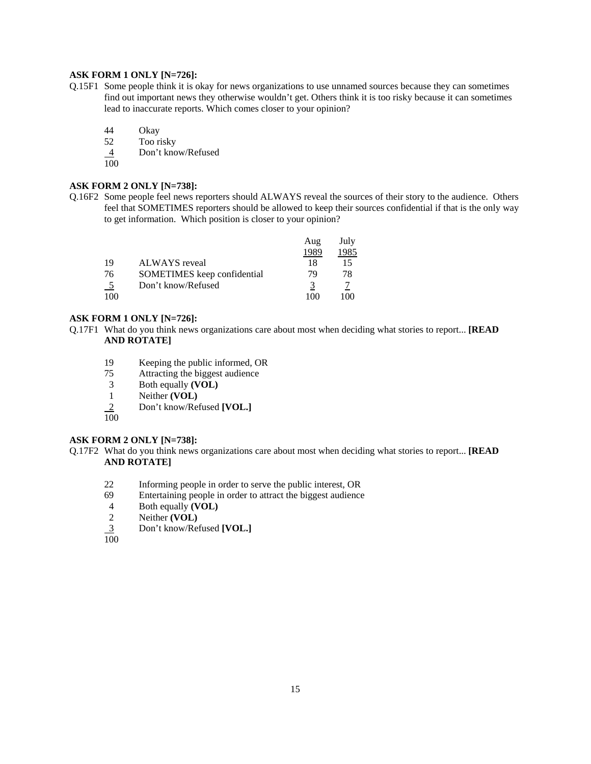**ASK FORM 1 ONLY [N=726]:**

Q.15F1 Some people think it is okay for news organizations to use unnamed sources because they can sometimes find out important news they otherwise wouldn't get. Others think it is too risky because it can sometimes lead to inaccurate reports. Which comes closer to your opinion?

| | |
|---|---|
| 44 | Okay |
| 52 | Too risky |
| 4 | Don't know/Refused |
| 100 | |

**ASK FORM 2 ONLY [N=738]:**

Q.16F2 Some people feel news reporters should ALWAYS reveal the sources of their story to the audience. Others feel that SOMETIMES reporters should be allowed to keep their sources confidential if that is the only way to get information. Which position is closer to your opinion?

| | | Aug 1989 | July 1985 |
|---|---|---|---|
| 19 | ALWAYS reveal | 18 | 15 |
| 76 | SOMETIMES keep confidential | 79 | 78 |
| 5 | Don't know/Refused | 3 | 7 |
| 100 | | 100 | 100 |

**ASK FORM 1 ONLY [N=726]:**

Q.17F1 What do you think news organizations care about most when deciding what stories to report... **[READ AND ROTATE]**

| | |
|---|---|
| 19 | Keeping the public informed, OR |
| 75 | Attracting the biggest audience |
| 3 | Both equally **(VOL)** |
| 1 | Neither **(VOL)** |
| 2 | Don't know/Refused **[VOL.]** |
| 100 | |

**ASK FORM 2 ONLY [N=738]:**

Q.17F2 What do you think news organizations care about most when deciding what stories to report... **[READ AND ROTATE]**

| | |
|---|---|
| 22 | Informing people in order to serve the public interest, OR |
| 69 | Entertaining people in order to attract the biggest audience |
| 4 | Both equally **(VOL)** |
| 2 | Neither **(VOL)** |
| 3 | Don't know/Refused **[VOL.]** |
| 100 | |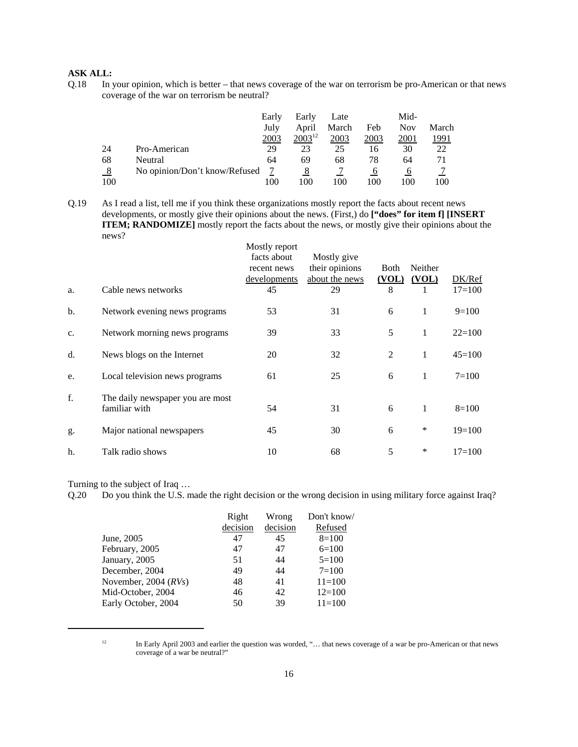**ASK ALL:**

Q.18 In your opinion, which is better – that news coverage of the war on terrorism be pro-American or that news coverage of the war on terrorism be neutral?

| | | Early July 2003 | Early April 2003[12] | Late March 2003 | Feb 2003 | Mid-Nov 2001 | March 1991 |
|---|---|---|---|---|---|---|---|
| 24 | Pro-American | 29 | 23 | 25 | 16 | 30 | 22 |
| 68 | Neutral | 64 | 69 | 68 | 78 | 64 | 71 |
| 8 | No opinion/Don't know/Refused | 7 | 8 | 7 | 6 | 6 | 7 |
| 100 | | 100 | 100 | 100 | 100 | 100 | 100 |

Q.19 As I read a list, tell me if you think these organizations mostly report the facts about recent news developments, or mostly give their opinions about the news. (First,) do **["does" for item f] [INSERT ITEM; RANDOMIZE]** mostly report the facts about the news, or mostly give their opinions about the news?

| | | Mostly report facts about recent news developments | Mostly give their opinions about the news | Both (VOL) | Neither (VOL) | DK/Ref |
|---|---|---|---|---|---|---|
| a. | Cable news networks | 45 | 29 | 8 | 1 | 17=100 |
| b. | Network evening news programs | 53 | 31 | 6 | 1 | 9=100 |
| c. | Network morning news programs | 39 | 33 | 5 | 1 | 22=100 |
| d. | News blogs on the Internet | 20 | 32 | 2 | 1 | 45=100 |
| e. | Local television news programs | 61 | 25 | 6 | 1 | 7=100 |
| f. | The daily newspaper you are most familiar with | 54 | 31 | 6 | 1 | 8=100 |
| g. | Major national newspapers | 45 | 30 | 6 | * | 19=100 |
| h. | Talk radio shows | 10 | 68 | 5 | * | 17=100 |

Turning to the subject of Iraq …

Q.20 Do you think the U.S. made the right decision or the wrong decision in using military force against Iraq?

| | Right decision | Wrong decision | Don't know/ Refused |
|---|---|---|---|
| June, 2005 | 47 | 45 | 8=100 |
| February, 2005 | 47 | 47 | 6=100 |
| January, 2005 | 51 | 44 | 5=100 |
| December, 2004 | 49 | 44 | 7=100 |
| November, 2004 (*RVs*) | 48 | 41 | 11=100 |
| Mid-October, 2004 | 46 | 42 | 12=100 |
| Early October, 2004 | 50 | 39 | 11=100 |

[12] In Early April 2003 and earlier the question was worded, "… that news coverage of a war be pro-American or that news coverage of a war be neutral?"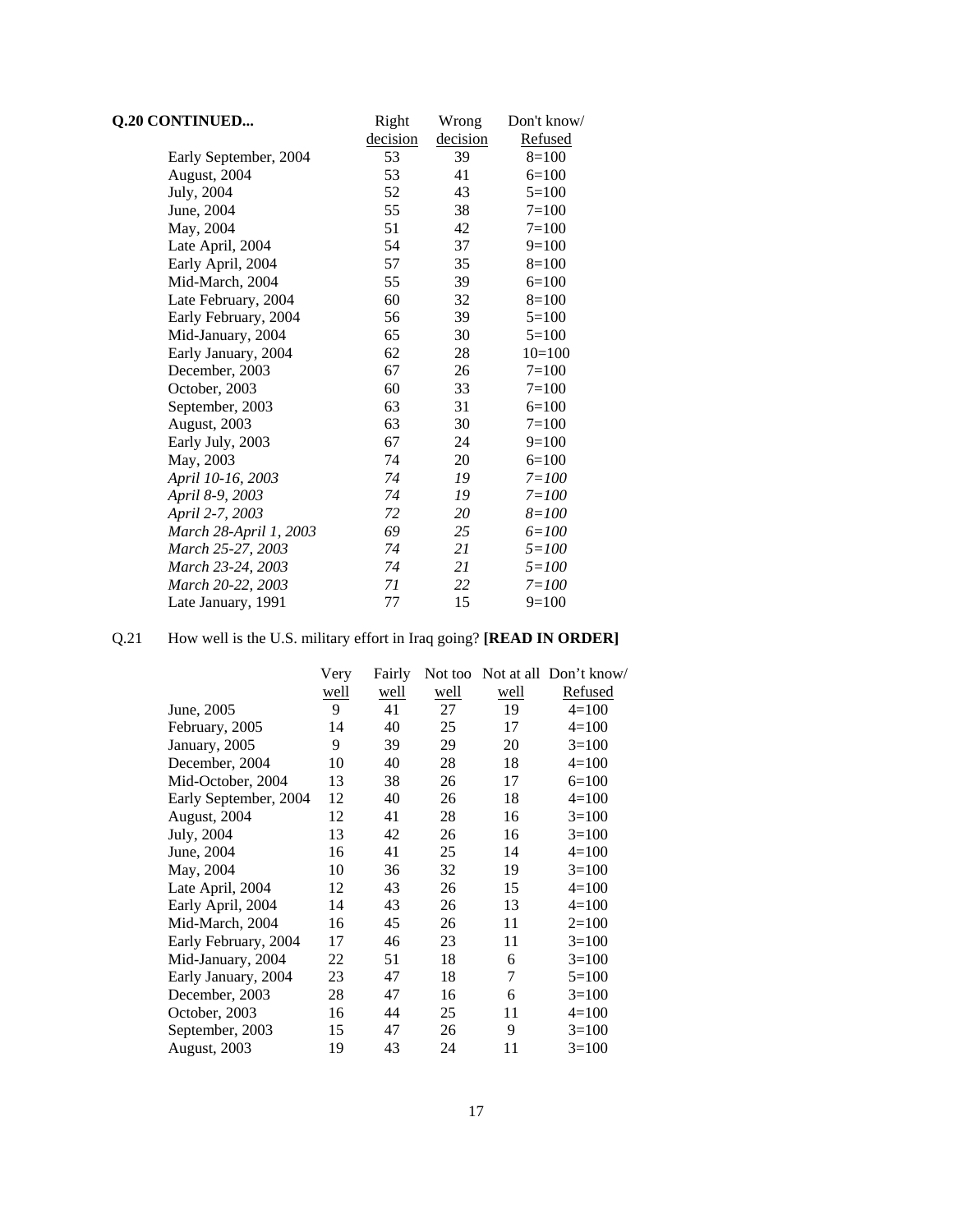**Q.20 CONTINUED...**

| | Right decision | Wrong decision | Don't know/ Refused |
|---|---|---|---|
| Early September, 2004 | 53 | 39 | 8=100 |
| August, 2004 | 53 | 41 | 6=100 |
| July, 2004 | 52 | 43 | 5=100 |
| June, 2004 | 55 | 38 | 7=100 |
| May, 2004 | 51 | 42 | 7=100 |
| Late April, 2004 | 54 | 37 | 9=100 |
| Early April, 2004 | 57 | 35 | 8=100 |
| Mid-March, 2004 | 55 | 39 | 6=100 |
| Late February, 2004 | 60 | 32 | 8=100 |
| Early February, 2004 | 56 | 39 | 5=100 |
| Mid-January, 2004 | 65 | 30 | 5=100 |
| Early January, 2004 | 62 | 28 | 10=100 |
| December, 2003 | 67 | 26 | 7=100 |
| October, 2003 | 60 | 33 | 7=100 |
| September, 2003 | 63 | 31 | 6=100 |
| August, 2003 | 63 | 30 | 7=100 |
| Early July, 2003 | 67 | 24 | 9=100 |
| May, 2003 | 74 | 20 | 6=100 |
| *April 10-16, 2003* | *74* | *19* | *7=100* |
| *April 8-9, 2003* | *74* | *19* | *7=100* |
| *April 2-7, 2003* | *72* | *20* | *8=100* |
| *March 28-April 1, 2003* | *69* | *25* | *6=100* |
| *March 25-27, 2003* | *74* | *21* | *5=100* |
| *March 23-24, 2003* | *74* | *21* | *5=100* |
| *March 20-22, 2003* | *71* | *22* | *7=100* |
| Late January, 1991 | 77 | 15 | 9=100 |

Q.21 How well is the U.S. military effort in Iraq going? **[READ IN ORDER]**

| | Very well | Fairly well | Not too well | Not at all well | Don't know/ Refused |
|---|---|---|---|---|---|
| June, 2005 | 9 | 41 | 27 | 19 | 4=100 |
| February, 2005 | 14 | 40 | 25 | 17 | 4=100 |
| January, 2005 | 9 | 39 | 29 | 20 | 3=100 |
| December, 2004 | 10 | 40 | 28 | 18 | 4=100 |
| Mid-October, 2004 | 13 | 38 | 26 | 17 | 6=100 |
| Early September, 2004 | 12 | 40 | 26 | 18 | 4=100 |
| August, 2004 | 12 | 41 | 28 | 16 | 3=100 |
| July, 2004 | 13 | 42 | 26 | 16 | 3=100 |
| June, 2004 | 16 | 41 | 25 | 14 | 4=100 |
| May, 2004 | 10 | 36 | 32 | 19 | 3=100 |
| Late April, 2004 | 12 | 43 | 26 | 15 | 4=100 |
| Early April, 2004 | 14 | 43 | 26 | 13 | 4=100 |
| Mid-March, 2004 | 16 | 45 | 26 | 11 | 2=100 |
| Early February, 2004 | 17 | 46 | 23 | 11 | 3=100 |
| Mid-January, 2004 | 22 | 51 | 18 | 6 | 3=100 |
| Early January, 2004 | 23 | 47 | 18 | 7 | 5=100 |
| December, 2003 | 28 | 47 | 16 | 6 | 3=100 |
| October, 2003 | 16 | 44 | 25 | 11 | 4=100 |
| September, 2003 | 15 | 47 | 26 | 9 | 3=100 |
| August, 2003 | 19 | 43 | 24 | 11 | 3=100 |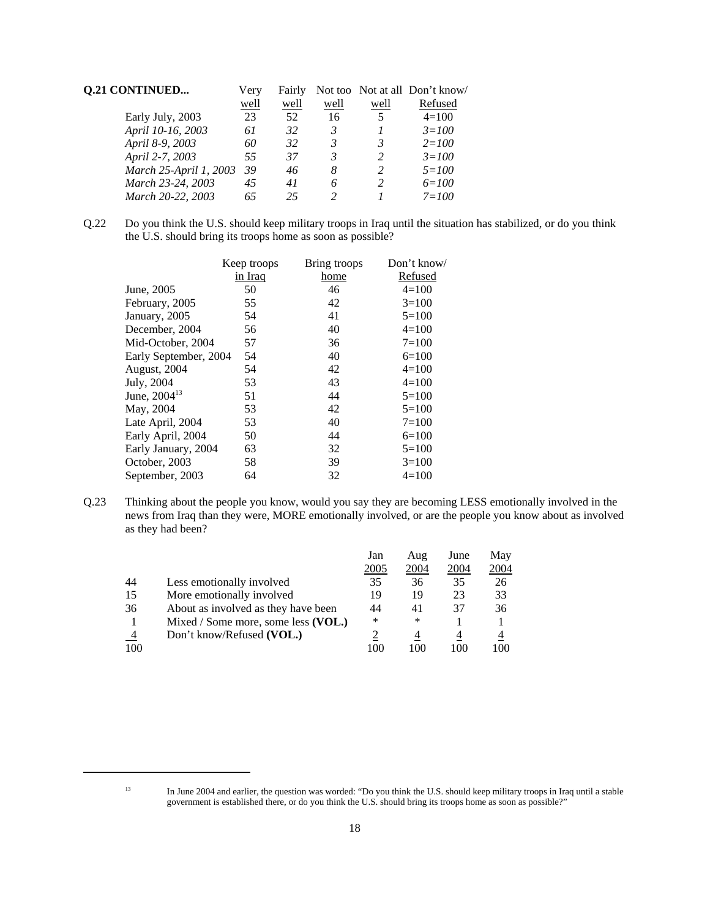**Q.21 CONTINUED...**

| | Very well | Fairly well | Not too well | Not at all well | Don't know/ Refused |
|---|---|---|---|---|---|
| Early July, 2003 | 23 | 52 | 16 | 5 | 4=100 |
| *April 10-16, 2003* | *61* | *32* | *3* | *1* | *3=100* |
| *April 8-9, 2003* | *60* | *32* | *3* | *3* | *2=100* |
| *April 2-7, 2003* | *55* | *37* | *3* | *2* | *3=100* |
| *March 25-April 1, 2003* | *39* | *46* | *8* | *2* | *5=100* |
| *March 23-24, 2003* | *45* | *41* | *6* | *2* | *6=100* |
| *March 20-22, 2003* | *65* | *25* | *2* | *1* | *7=100* |

Q.22 Do you think the U.S. should keep military troops in Iraq until the situation has stabilized, or do you think the U.S. should bring its troops home as soon as possible?

| | Keep troops in Iraq | Bring troops home | Don't know/ Refused |
|---|---|---|---|
| June, 2005 | 50 | 46 | 4=100 |
| February, 2005 | 55 | 42 | 3=100 |
| January, 2005 | 54 | 41 | 5=100 |
| December, 2004 | 56 | 40 | 4=100 |
| Mid-October, 2004 | 57 | 36 | 7=100 |
| Early September, 2004 | 54 | 40 | 6=100 |
| August, 2004 | 54 | 42 | 4=100 |
| July, 2004 | 53 | 43 | 4=100 |
| June, 2004[13] | 51 | 44 | 5=100 |
| May, 2004 | 53 | 42 | 5=100 |
| Late April, 2004 | 53 | 40 | 7=100 |
| Early April, 2004 | 50 | 44 | 6=100 |
| Early January, 2004 | 63 | 32 | 5=100 |
| October, 2003 | 58 | 39 | 3=100 |
| September, 2003 | 64 | 32 | 4=100 |

Q.23 Thinking about the people you know, would you say they are becoming LESS emotionally involved in the news from Iraq than they were, MORE emotionally involved, or are the people you know about as involved as they had been?

| | | Jan 2005 | Aug 2004 | June 2004 | May 2004 |
|---|---|---|---|---|---|
| 44 | Less emotionally involved | 35 | 36 | 35 | 26 |
| 15 | More emotionally involved | 19 | 19 | 23 | 33 |
| 36 | About as involved as they have been | 44 | 41 | 37 | 36 |
| 1 | Mixed / Some more, some less **(VOL.)** | * | * | 1 | 1 |
| 4 | Don't know/Refused **(VOL.)** | 2 | 4 | 4 | 4 |
| 100 | | 100 | 100 | 100 | 100 |

[13] In June 2004 and earlier, the question was worded: "Do you think the U.S. should keep military troops in Iraq until a stable government is established there, or do you think the U.S. should bring its troops home as soon as possible?"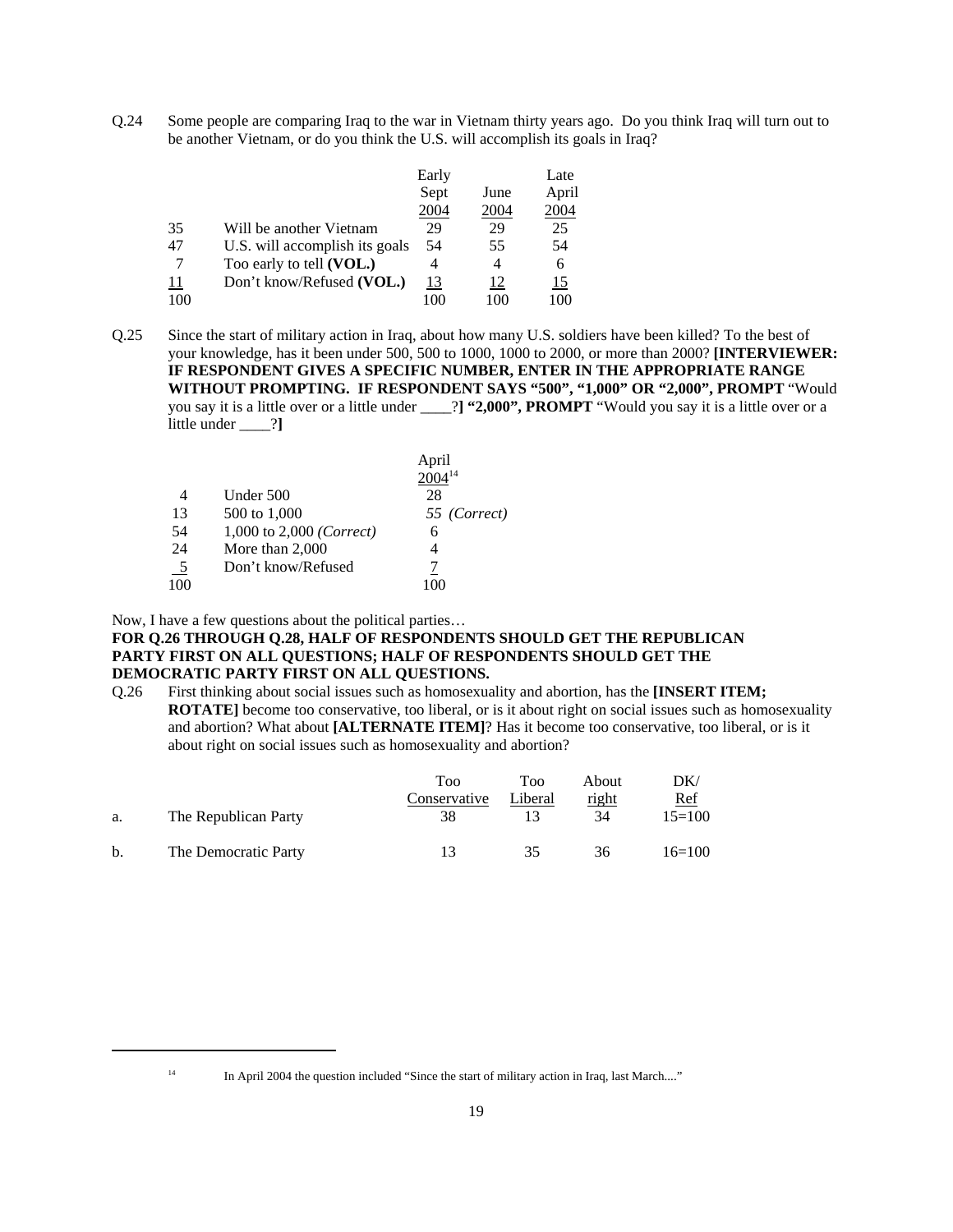Q.24 Some people are comparing Iraq to the war in Vietnam thirty years ago. Do you think Iraq will turn out to be another Vietnam, or do you think the U.S. will accomplish its goals in Iraq?

| | | Early Sept 2004 | June 2004 | Late April 2004 |
|---|---|---|---|---|
| 35 | Will be another Vietnam | 29 | 29 | 25 |
| 47 | U.S. will accomplish its goals | 54 | 55 | 54 |
| 7 | Too early to tell **(VOL.)** | 4 | 4 | 6 |
| 11 | Don't know/Refused **(VOL.)** | 13 | 12 | 15 |
| 100 | | 100 | 100 | 100 |

Q.25 Since the start of military action in Iraq, about how many U.S. soldiers have been killed? To the best of your knowledge, has it been under 500, 500 to 1000, 1000 to 2000, or more than 2000? **[INTERVIEWER: IF RESPONDENT GIVES A SPECIFIC NUMBER, ENTER IN THE APPROPRIATE RANGE WITHOUT PROMPTING. IF RESPONDENT SAYS "500", "1,000" OR "2,000", PROMPT** "Would you say it is a little over or a little under ____?**] "2,000", PROMPT** "Would you say it is a little over or a little under ____?**]**

| | | April 2004[14] |
|---|---|---|
| 4 | Under 500 | 28 |
| 13 | 500 to 1,000 | 55 *(Correct)* |
| 54 | 1,000 to 2,000 *(Correct)* | 6 |
| 24 | More than 2,000 | 4 |
| 5 | Don't know/Refused | 7 |
| 100 | | 100 |

Now, I have a few questions about the political parties…

**FOR Q.26 THROUGH Q.28, HALF OF RESPONDENTS SHOULD GET THE REPUBLICAN PARTY FIRST ON ALL QUESTIONS; HALF OF RESPONDENTS SHOULD GET THE DEMOCRATIC PARTY FIRST ON ALL QUESTIONS.**

Q.26 First thinking about social issues such as homosexuality and abortion, has the **[INSERT ITEM; ROTATE]** become too conservative, too liberal, or is it about right on social issues such as homosexuality and abortion? What about **[ALTERNATE ITEM]**? Has it become too conservative, too liberal, or is it about right on social issues such as homosexuality and abortion?

| | | Too Conservative | Too Liberal | About right | DK/ Ref |
|---|---|---|---|---|---|
| a. | The Republican Party | 38 | 13 | 34 | 15=100 |
| b. | The Democratic Party | 13 | 35 | 36 | 16=100 |

[14] In April 2004 the question included "Since the start of military action in Iraq, last March...."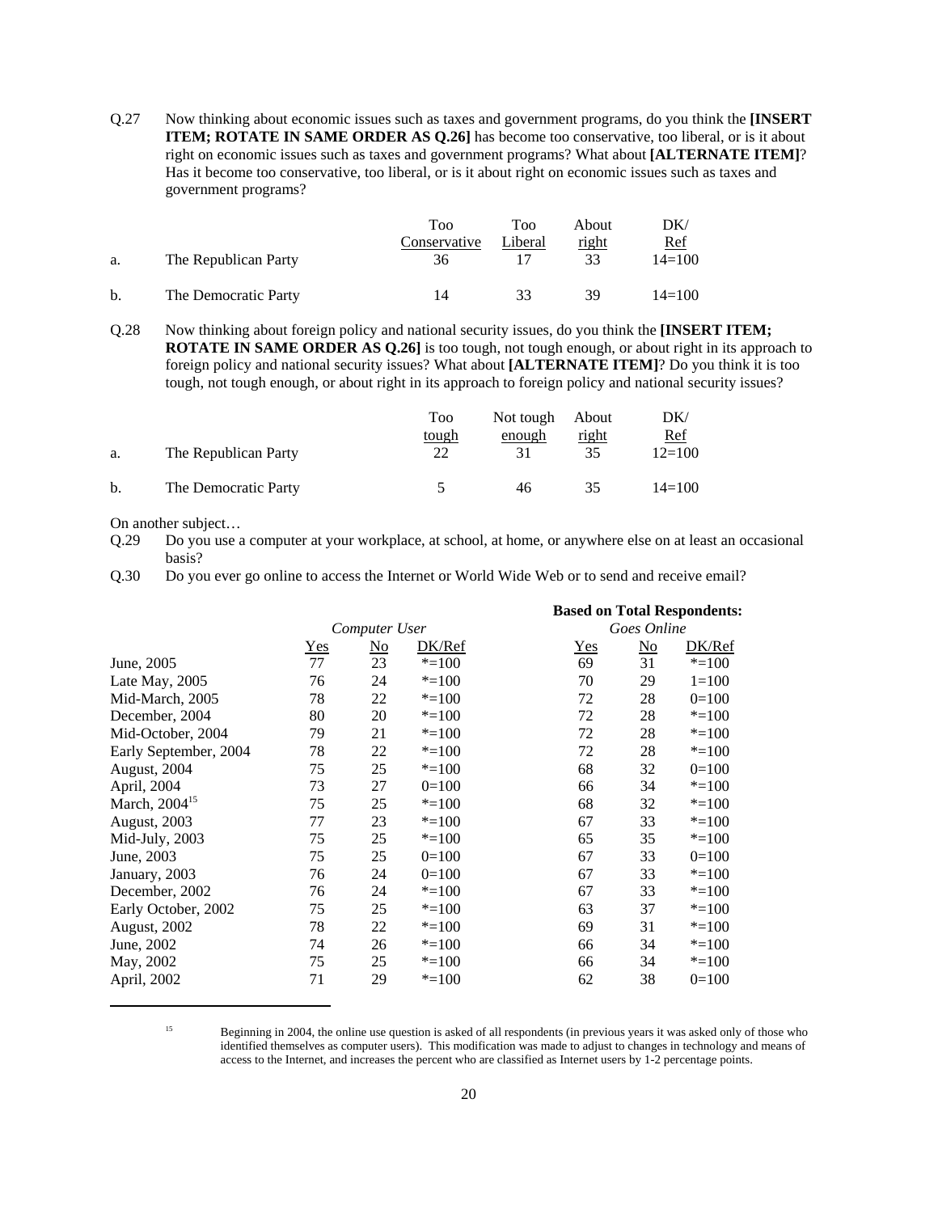Q.27 Now thinking about economic issues such as taxes and government programs, do you think the **[INSERT ITEM; ROTATE IN SAME ORDER AS Q.26]** has become too conservative, too liberal, or is it about right on economic issues such as taxes and government programs? What about **[ALTERNATE ITEM]**? Has it become too conservative, too liberal, or is it about right on economic issues such as taxes and government programs?

| | | Too Conservative | Too Liberal | About right | DK/ Ref |
|---|---|---|---|---|---|
| a. | The Republican Party | 36 | 17 | 33 | 14=100 |
| b. | The Democratic Party | 14 | 33 | 39 | 14=100 |

Q.28 Now thinking about foreign policy and national security issues, do you think the **[INSERT ITEM; ROTATE IN SAME ORDER AS Q.26]** is too tough, not tough enough, or about right in its approach to foreign policy and national security issues? What about **[ALTERNATE ITEM]**? Do you think it is too tough, not tough enough, or about right in its approach to foreign policy and national security issues?

| | | Too tough | Not tough enough | About right | DK/ Ref |
|---|---|---|---|---|---|
| a. | The Republican Party | 22 | 31 | 35 | 12=100 |
| b. | The Democratic Party | 5 | 46 | 35 | 14=100 |

On another subject…

Q.29 Do you use a computer at your workplace, at school, at home, or anywhere else on at least an occasional basis?

Q.30 Do you ever go online to access the Internet or World Wide Web or to send and receive email?

| | *Computer User* | | | **Based on Total Respondents:** *Goes Online* | | |
|---|---|---|---|---|---|---|
| | Yes | No | DK/Ref | Yes | No | DK/Ref |
| June, 2005 | 77 | 23 | *=100 | 69 | 31 | *=100 |
| Late May, 2005 | 76 | 24 | *=100 | 70 | 29 | 1=100 |
| Mid-March, 2005 | 78 | 22 | *=100 | 72 | 28 | 0=100 |
| December, 2004 | 80 | 20 | *=100 | 72 | 28 | *=100 |
| Mid-October, 2004 | 79 | 21 | *=100 | 72 | 28 | *=100 |
| Early September, 2004 | 78 | 22 | *=100 | 72 | 28 | *=100 |
| August, 2004 | 75 | 25 | *=100 | 68 | 32 | 0=100 |
| April, 2004 | 73 | 27 | 0=100 | 66 | 34 | *=100 |
| March, 2004[15] | 75 | 25 | *=100 | 68 | 32 | *=100 |
| August, 2003 | 77 | 23 | *=100 | 67 | 33 | *=100 |
| Mid-July, 2003 | 75 | 25 | *=100 | 65 | 35 | *=100 |
| June, 2003 | 75 | 25 | 0=100 | 67 | 33 | 0=100 |
| January, 2003 | 76 | 24 | 0=100 | 67 | 33 | *=100 |
| December, 2002 | 76 | 24 | *=100 | 67 | 33 | *=100 |
| Early October, 2002 | 75 | 25 | *=100 | 63 | 37 | *=100 |
| August, 2002 | 78 | 22 | *=100 | 69 | 31 | *=100 |
| June, 2002 | 74 | 26 | *=100 | 66 | 34 | *=100 |
| May, 2002 | 75 | 25 | *=100 | 66 | 34 | *=100 |
| April, 2002 | 71 | 29 | *=100 | 62 | 38 | 0=100 |

[15] Beginning in 2004, the online use question is asked of all respondents (in previous years it was asked only of those who identified themselves as computer users). This modification was made to adjust to changes in technology and means of access to the Internet, and increases the percent who are classified as Internet users by 1-2 percentage points.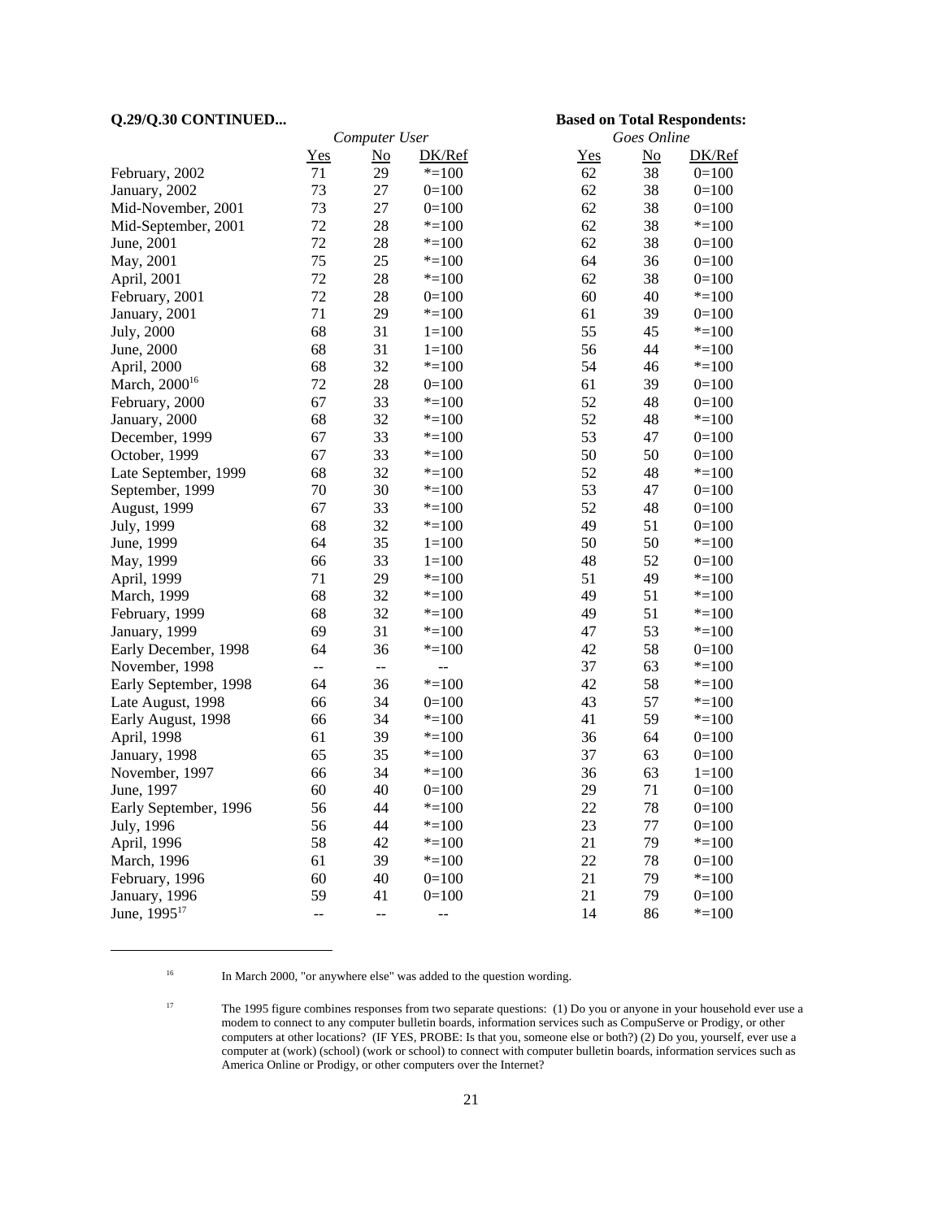**Q.29/Q.30 CONTINUED...** **Based on Total Respondents:**

| | *Computer User* | | | *Goes Online* | | |
|---|---|---|---|---|---|---|
| | Yes | No | DK/Ref | Yes | No | DK/Ref |
| February, 2002 | 71 | 29 | *=100 | 62 | 38 | 0=100 |
| January, 2002 | 73 | 27 | 0=100 | 62 | 38 | 0=100 |
| Mid-November, 2001 | 73 | 27 | 0=100 | 62 | 38 | 0=100 |
| Mid-September, 2001 | 72 | 28 | *=100 | 62 | 38 | *=100 |
| June, 2001 | 72 | 28 | *=100 | 62 | 38 | 0=100 |
| May, 2001 | 75 | 25 | *=100 | 64 | 36 | 0=100 |
| April, 2001 | 72 | 28 | *=100 | 62 | 38 | 0=100 |
| February, 2001 | 72 | 28 | 0=100 | 60 | 40 | *=100 |
| January, 2001 | 71 | 29 | *=100 | 61 | 39 | 0=100 |
| July, 2000 | 68 | 31 | 1=100 | 55 | 45 | *=100 |
| June, 2000 | 68 | 31 | 1=100 | 56 | 44 | *=100 |
| April, 2000 | 68 | 32 | *=100 | 54 | 46 | *=100 |
| March, 2000[16] | 72 | 28 | 0=100 | 61 | 39 | 0=100 |
| February, 2000 | 67 | 33 | *=100 | 52 | 48 | 0=100 |
| January, 2000 | 68 | 32 | *=100 | 52 | 48 | *=100 |
| December, 1999 | 67 | 33 | *=100 | 53 | 47 | 0=100 |
| October, 1999 | 67 | 33 | *=100 | 50 | 50 | 0=100 |
| Late September, 1999 | 68 | 32 | *=100 | 52 | 48 | *=100 |
| September, 1999 | 70 | 30 | *=100 | 53 | 47 | 0=100 |
| August, 1999 | 67 | 33 | *=100 | 52 | 48 | 0=100 |
| July, 1999 | 68 | 32 | *=100 | 49 | 51 | 0=100 |
| June, 1999 | 64 | 35 | 1=100 | 50 | 50 | *=100 |
| May, 1999 | 66 | 33 | 1=100 | 48 | 52 | 0=100 |
| April, 1999 | 71 | 29 | *=100 | 51 | 49 | *=100 |
| March, 1999 | 68 | 32 | *=100 | 49 | 51 | *=100 |
| February, 1999 | 68 | 32 | *=100 | 49 | 51 | *=100 |
| January, 1999 | 69 | 31 | *=100 | 47 | 53 | *=100 |
| Early December, 1998 | 64 | 36 | *=100 | 42 | 58 | 0=100 |
| November, 1998 | -- | -- | -- | 37 | 63 | *=100 |
| Early September, 1998 | 64 | 36 | *=100 | 42 | 58 | *=100 |
| Late August, 1998 | 66 | 34 | 0=100 | 43 | 57 | *=100 |
| Early August, 1998 | 66 | 34 | *=100 | 41 | 59 | *=100 |
| April, 1998 | 61 | 39 | *=100 | 36 | 64 | 0=100 |
| January, 1998 | 65 | 35 | *=100 | 37 | 63 | 0=100 |
| November, 1997 | 66 | 34 | *=100 | 36 | 63 | 1=100 |
| June, 1997 | 60 | 40 | 0=100 | 29 | 71 | 0=100 |
| Early September, 1996 | 56 | 44 | *=100 | 22 | 78 | 0=100 |
| July, 1996 | 56 | 44 | *=100 | 23 | 77 | 0=100 |
| April, 1996 | 58 | 42 | *=100 | 21 | 79 | *=100 |
| March, 1996 | 61 | 39 | *=100 | 22 | 78 | 0=100 |
| February, 1996 | 60 | 40 | 0=100 | 21 | 79 | *=100 |
| January, 1996 | 59 | 41 | 0=100 | 21 | 79 | 0=100 |
| June, 1995[17] | -- | -- | -- | 14 | 86 | *=100 |

[16] In March 2000, "or anywhere else" was added to the question wording.

[17] The 1995 figure combines responses from two separate questions: (1) Do you or anyone in your household ever use a modem to connect to any computer bulletin boards, information services such as CompuServe or Prodigy, or other computers at other locations? (IF YES, PROBE: Is that you, someone else or both?) (2) Do you, yourself, ever use a computer at (work) (school) (work or school) to connect with computer bulletin boards, information services such as America Online or Prodigy, or other computers over the Internet?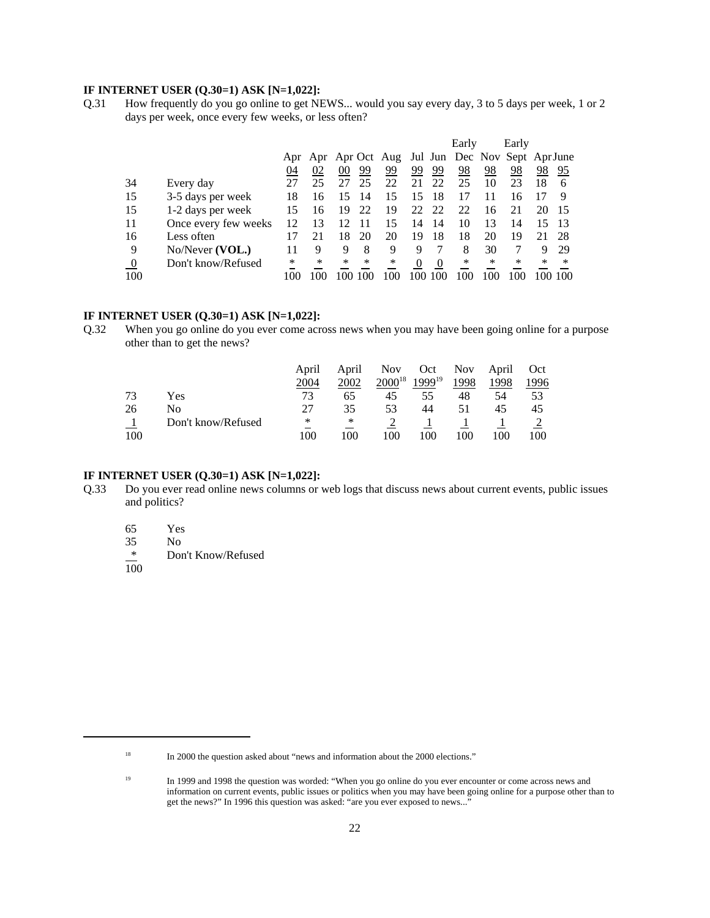**IF INTERNET USER (Q.30=1) ASK [N=1,022]:**

Q.31 How frequently do you go online to get NEWS... would you say every day, 3 to 5 days per week, 1 or 2 days per week, once every few weeks, or less often?

| | | Apr 04 | Apr 02 | Apr 00 | Oct 99 | Aug 99 | Jul 99 | Jun 99 | Early Dec 98 | Nov 98 | Early Sept 98 | Apr 98 | June 95 |
|---|---|---|---|---|---|---|---|---|---|---|---|---|---|
| 34 | Every day | 27 | 25 | 27 | 25 | 22 | 21 | 22 | 25 | 10 | 23 | 18 | 6 |
| 15 | 3-5 days per week | 18 | 16 | 15 | 14 | 15 | 15 | 18 | 17 | 11 | 16 | 17 | 9 |
| 15 | 1-2 days per week | 15 | 16 | 19 | 22 | 19 | 22 | 22 | 22 | 16 | 21 | 20 | 15 |
| 11 | Once every few weeks | 12 | 13 | 12 | 11 | 15 | 14 | 14 | 10 | 13 | 14 | 15 | 13 |
| 16 | Less often | 17 | 21 | 18 | 20 | 20 | 19 | 18 | 18 | 20 | 19 | 21 | 28 |
| 9 | No/Never **(VOL.)** | 11 | 9 | 9 | 8 | 9 | 9 | 7 | 8 | 30 | 7 | 9 | 29 |
| 0 | Don't know/Refused | * | * | * | * | * | 0 | 0 | * | * | * | * | * |
| 100 | | 100 | 100 | 100 | 100 | 100 | 100 | 100 | 100 | 100 | 100 | 100 | 100 |

**IF INTERNET USER (Q.30=1) ASK [N=1,022]:**

Q.32 When you go online do you ever come across news when you may have been going online for a purpose other than to get the news?

| | | April 2004 | April 2002 | Nov 2000[18] | Oct 1999[19] | Nov 1998 | April 1998 | Oct 1996 |
|---|---|---|---|---|---|---|---|---|
| 73 | Yes | 73 | 65 | 45 | 55 | 48 | 54 | 53 |
| 26 | No | 27 | 35 | 53 | 44 | 51 | 45 | 45 |
| 1 | Don't know/Refused | * | * | 2 | 1 | 1 | 1 | 2 |
| 100 | | 100 | 100 | 100 | 100 | 100 | 100 | 100 |

**IF INTERNET USER (Q.30=1) ASK [N=1,022]:**

Q.33 Do you ever read online news columns or web logs that discuss news about current events, public issues and politics?

| | |
|---|---|
| 65 | Yes |
| 35 | No |
| * | Don't Know/Refused |
| 100 | |

---

[18] In 2000 the question asked about "news and information about the 2000 elections."

[19] In 1999 and 1998 the question was worded: "When you go online do you ever encounter or come across news and information on current events, public issues or politics when you may have been going online for a purpose other than to get the news?" In 1996 this question was asked: "are you ever exposed to news..."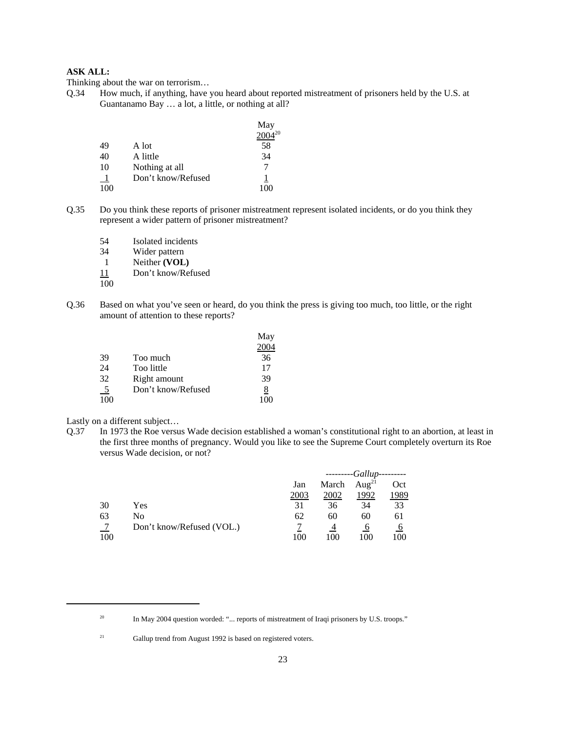**ASK ALL:**

Thinking about the war on terrorism…

Q.34 How much, if anything, have you heard about reported mistreatment of prisoners held by the U.S. at Guantanamo Bay … a lot, a little, or nothing at all?

| | | May 2004[20] |
|---|---|---|
| 49 | A lot | 58 |
| 40 | A little | 34 |
| 10 | Nothing at all | 7 |
| 1 | Don't know/Refused | 1 |
| 100 | | 100 |

Q.35 Do you think these reports of prisoner mistreatment represent isolated incidents, or do you think they represent a wider pattern of prisoner mistreatment?

| | |
|---|---|
| 54 | Isolated incidents |
| 34 | Wider pattern |
| 1 | Neither **(VOL)** |
| 11 | Don't know/Refused |
| 100 | |

Q.36 Based on what you've seen or heard, do you think the press is giving too much, too little, or the right amount of attention to these reports?

| | | May 2004 |
|---|---|---|
| 39 | Too much | 36 |
| 24 | Too little | 17 |
| 32 | Right amount | 39 |
| 5 | Don't know/Refused | 8 |
| 100 | | 100 |

Lastly on a different subject…

Q.37 In 1973 the Roe versus Wade decision established a woman's constitutional right to an abortion, at least in the first three months of pregnancy. Would you like to see the Supreme Court completely overturn its Roe versus Wade decision, or not?

| | | | ---------*Gallup*--------- | | |
|---|---|---|---|---|---|
| | | Jan 2003 | March 2002 | Aug[21] 1992 | Oct 1989 |
| 30 | Yes | 31 | 36 | 34 | 33 |
| 63 | No | 62 | 60 | 60 | 61 |
| 7 | Don't know/Refused (VOL.) | 7 | 4 | 6 | 6 |
| 100 | | 100 | 100 | 100 | 100 |

---

[20] In May 2004 question worded: "... reports of mistreatment of Iraqi prisoners by U.S. troops."

[21] Gallup trend from August 1992 is based on registered voters.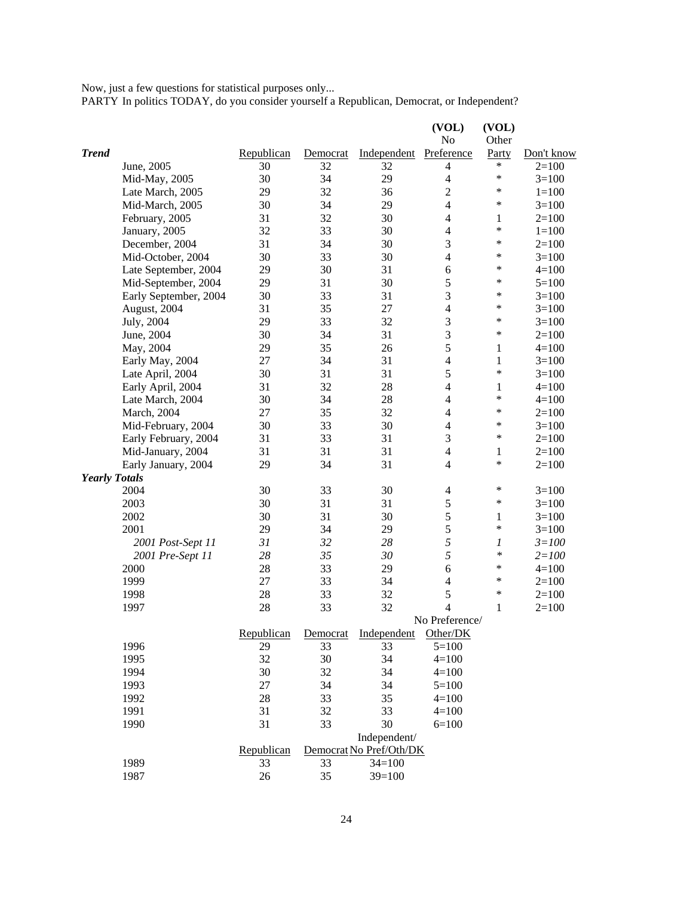Now, just a few questions for statistical purposes only...
PARTY In politics TODAY, do you consider yourself a Republican, Democrat, or Independent?

| ***Trend*** | | Republican | Democrat | Independent | (VOL) No Preference | (VOL) Other Party | Don't know |
|---|---|---|---|---|---|---|---|
| | June, 2005 | 30 | 32 | 32 | 4 | * | 2=100 |
| | Mid-May, 2005 | 30 | 34 | 29 | 4 | * | 3=100 |
| | Late March, 2005 | 29 | 32 | 36 | 2 | * | 1=100 |
| | Mid-March, 2005 | 30 | 34 | 29 | 4 | * | 3=100 |
| | February, 2005 | 31 | 32 | 30 | 4 | 1 | 2=100 |
| | January, 2005 | 32 | 33 | 30 | 4 | * | 1=100 |
| | December, 2004 | 31 | 34 | 30 | 3 | * | 2=100 |
| | Mid-October, 2004 | 30 | 33 | 30 | 4 | * | 3=100 |
| | Late September, 2004 | 29 | 30 | 31 | 6 | * | 4=100 |
| | Mid-September, 2004 | 29 | 31 | 30 | 5 | * | 5=100 |
| | Early September, 2004 | 30 | 33 | 31 | 3 | * | 3=100 |
| | August, 2004 | 31 | 35 | 27 | 4 | * | 3=100 |
| | July, 2004 | 29 | 33 | 32 | 3 | * | 3=100 |
| | June, 2004 | 30 | 34 | 31 | 3 | * | 2=100 |
| | May, 2004 | 29 | 35 | 26 | 5 | 1 | 4=100 |
| | Early May, 2004 | 27 | 34 | 31 | 4 | 1 | 3=100 |
| | Late April, 2004 | 30 | 31 | 31 | 5 | * | 3=100 |
| | Early April, 2004 | 31 | 32 | 28 | 4 | 1 | 4=100 |
| | Late March, 2004 | 30 | 34 | 28 | 4 | * | 4=100 |
| | March, 2004 | 27 | 35 | 32 | 4 | * | 2=100 |
| | Mid-February, 2004 | 30 | 33 | 30 | 4 | * | 3=100 |
| | Early February, 2004 | 31 | 33 | 31 | 3 | * | 2=100 |
| | Mid-January, 2004 | 31 | 31 | 31 | 4 | 1 | 2=100 |
| | Early January, 2004 | 29 | 34 | 31 | 4 | * | 2=100 |
| ***Yearly Totals*** | | | | | | | |
| | 2004 | 30 | 33 | 30 | 4 | * | 3=100 |
| | 2003 | 30 | 31 | 31 | 5 | * | 3=100 |
| | 2002 | 30 | 31 | 30 | 5 | 1 | 3=100 |
| | 2001 | 29 | 34 | 29 | 5 | * | 3=100 |
| | *2001 Post-Sept 11* | *31* | *32* | *28* | *5* | *1* | *3=100* |
| | *2001 Pre-Sept 11* | *28* | *35* | *30* | *5* | * | *2=100* |
| | 2000 | 28 | 33 | 29 | 6 | * | 4=100 |
| | 1999 | 27 | 33 | 34 | 4 | * | 2=100 |
| | 1998 | 28 | 33 | 32 | 5 | * | 2=100 |
| | 1997 | 28 | 33 | 32 | 4 | 1 | 2=100 |
| | | Republican | Democrat | Independent | No Preference/ Other/DK | | |
| | 1996 | 29 | 33 | 33 | 5=100 | | |
| | 1995 | 32 | 30 | 34 | 4=100 | | |
| | 1994 | 30 | 32 | 34 | 4=100 | | |
| | 1993 | 27 | 34 | 34 | 5=100 | | |
| | 1992 | 28 | 33 | 35 | 4=100 | | |
| | 1991 | 31 | 32 | 33 | 4=100 | | |
| | 1990 | 31 | 33 | 30 | 6=100 | | |
| | | Republican | Democrat | Independent/ No Pref/Oth/DK | | | |
| | 1989 | 33 | 33 | 34=100 | | | |
| | 1987 | 26 | 35 | 39=100 | | | |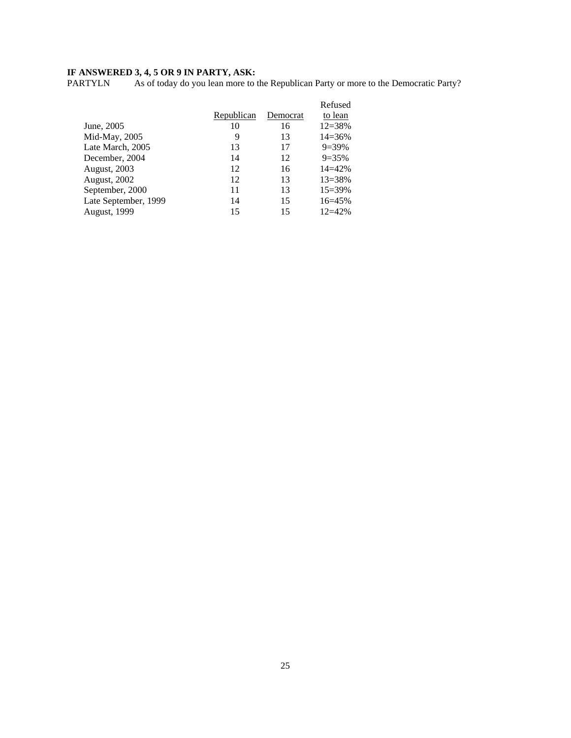**IF ANSWERED 3, 4, 5 OR 9 IN PARTY, ASK:**

PARTYLN As of today do you lean more to the Republican Party or more to the Democratic Party?

| | Republican | Democrat | Refused to lean |
|---|---|---|---|
| June, 2005 | 10 | 16 | 12=38% |
| Mid-May, 2005 | 9 | 13 | 14=36% |
| Late March, 2005 | 13 | 17 | 9=39% |
| December, 2004 | 14 | 12 | 9=35% |
| August, 2003 | 12 | 16 | 14=42% |
| August, 2002 | 12 | 13 | 13=38% |
| September, 2000 | 11 | 13 | 15=39% |
| Late September, 1999 | 14 | 15 | 16=45% |
| August, 1999 | 15 | 15 | 12=42% |